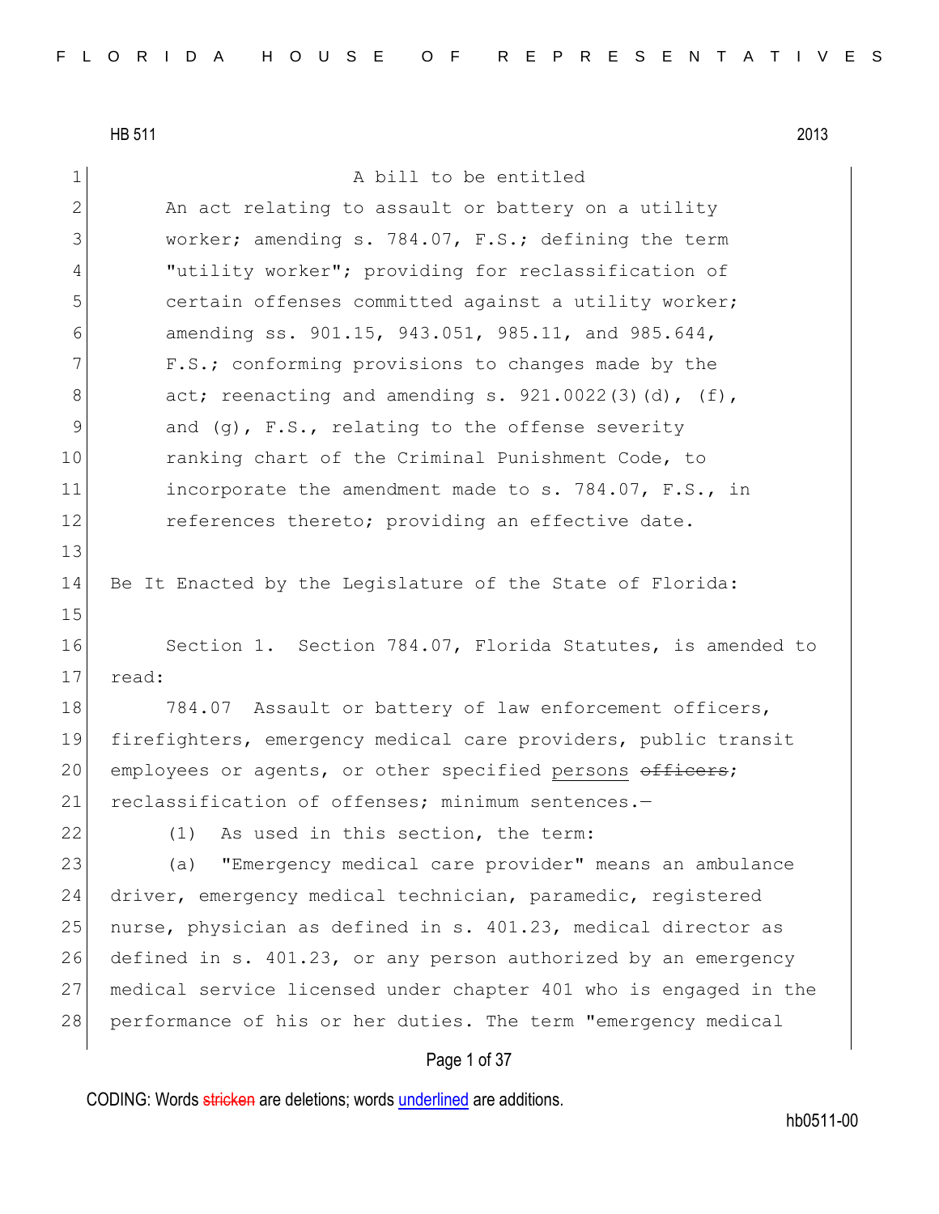HB 511 2013

A bill to be entitled

An act relating to assault or battery on a utility worker; amending s. 784.07, F.S.; defining the term "utility worker"; providing for reclassification of certain offenses committed against a utility worker; amending ss. 901.15, 943.051, 985.11, and 985.644, F.S.; conforming provisions to changes made by the act; reenacting and amending s. 921.0022(3)(d), (f), and (g), F.S., relating to the offense severity ranking chart of the Criminal Punishment Code, to incorporate the amendment made to s. 784.07, F.S., in references thereto; providing an effective date.

Be It Enacted by the Legislature of the State of Florida:

Section 1. Section 784.07, Florida Statutes, is amended to read:

784.07 Assault or battery of law enforcement officers, firefighters, emergency medical care providers, public transit employees or agents, or other specified <u>persons</u> ~~officers~~; reclassification of offenses; minimum sentences.—

(1) As used in this section, the term:

(a) "Emergency medical care provider" means an ambulance driver, emergency medical technician, paramedic, registered nurse, physician as defined in s. 401.23, medical director as defined in s. 401.23, or any person authorized by an emergency medical service licensed under chapter 401 who is engaged in the performance of his or her duties. The term "emergency medical

CODING: Words ~~stricken~~ are deletions; words <u>underlined</u> are additions.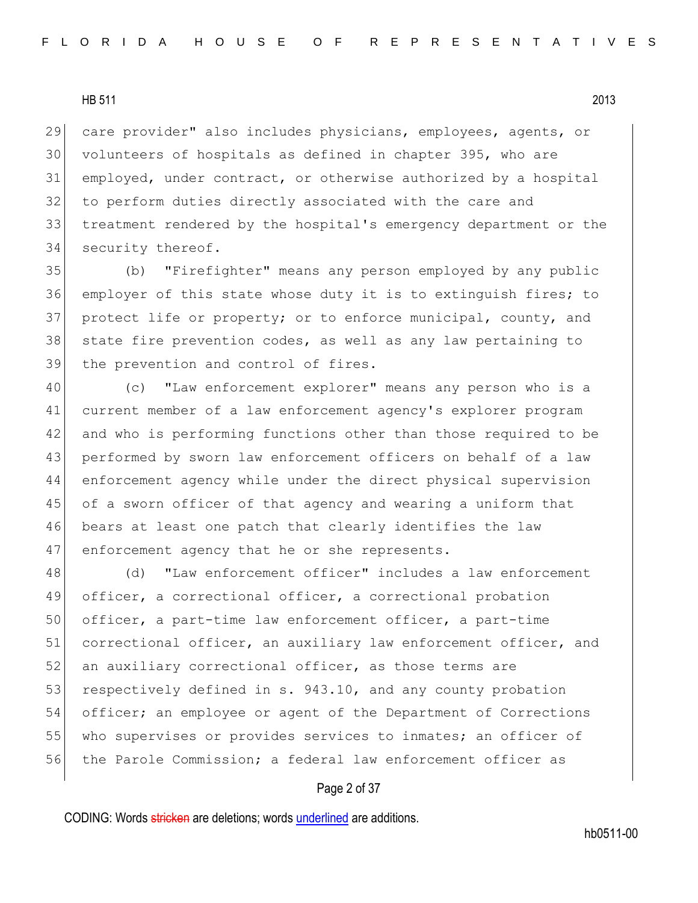care provider" also includes physicians, employees, agents, or volunteers of hospitals as defined in chapter 395, who are employed, under contract, or otherwise authorized by a hospital to perform duties directly associated with the care and treatment rendered by the hospital's emergency department or the security thereof.

(b) "Firefighter" means any person employed by any public employer of this state whose duty it is to extinguish fires; to protect life or property; or to enforce municipal, county, and state fire prevention codes, as well as any law pertaining to the prevention and control of fires.

(c) "Law enforcement explorer" means any person who is a current member of a law enforcement agency's explorer program and who is performing functions other than those required to be performed by sworn law enforcement officers on behalf of a law enforcement agency while under the direct physical supervision of a sworn officer of that agency and wearing a uniform that bears at least one patch that clearly identifies the law enforcement agency that he or she represents.

(d) "Law enforcement officer" includes a law enforcement officer, a correctional officer, a correctional probation officer, a part-time law enforcement officer, a part-time correctional officer, an auxiliary law enforcement officer, and an auxiliary correctional officer, as those terms are respectively defined in s. 943.10, and any county probation officer; an employee or agent of the Department of Corrections who supervises or provides services to inmates; an officer of the Parole Commission; a federal law enforcement officer as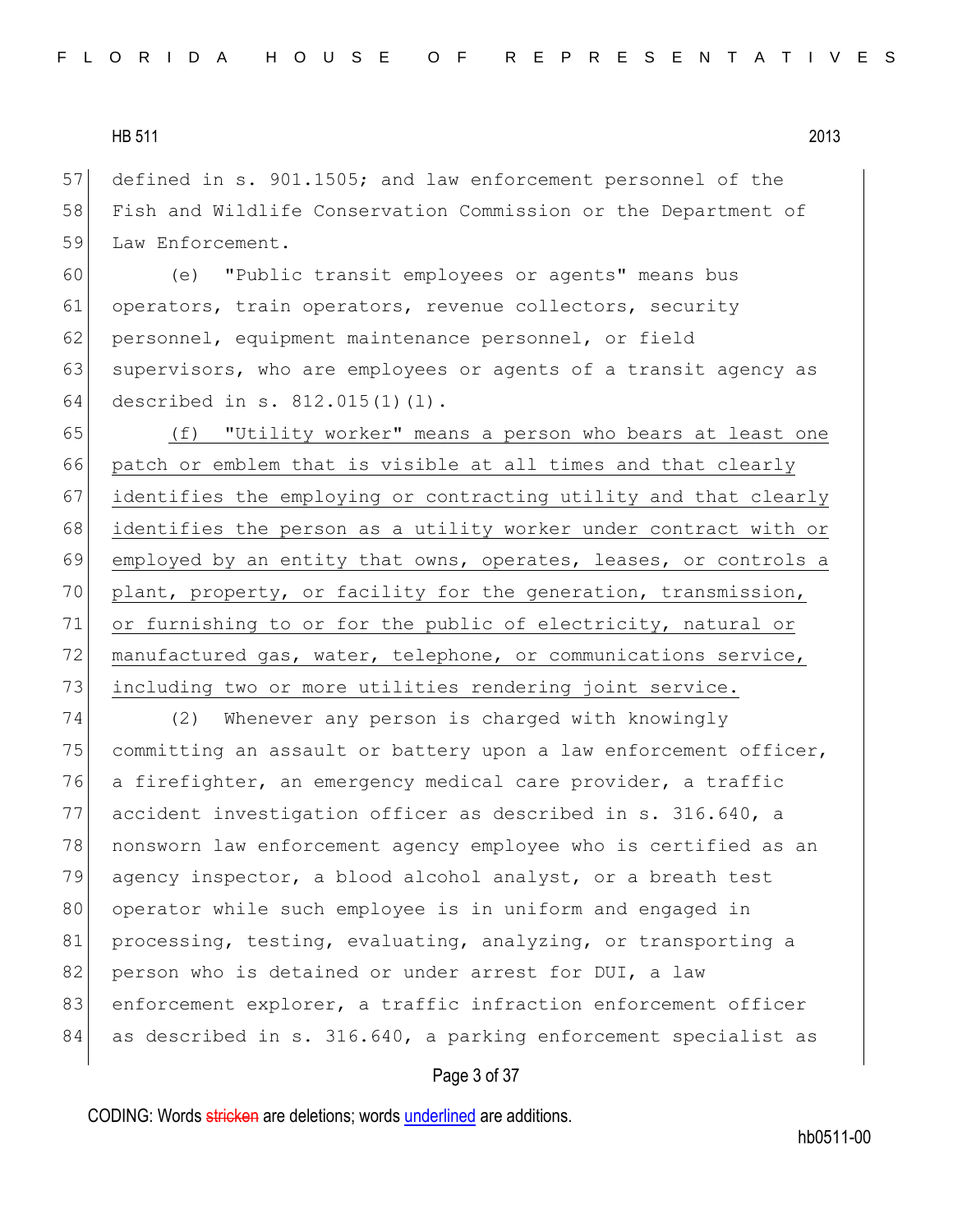defined in s. 901.1505; and law enforcement personnel of the Fish and Wildlife Conservation Commission or the Department of Law Enforcement.

(e) "Public transit employees or agents" means bus operators, train operators, revenue collectors, security personnel, equipment maintenance personnel, or field supervisors, who are employees or agents of a transit agency as described in s. 812.015(1)(l).

<u>(f) "Utility worker" means a person who bears at least one patch or emblem that is visible at all times and that clearly identifies the employing or contracting utility and that clearly identifies the person as a utility worker under contract with or employed by an entity that owns, operates, leases, or controls a plant, property, or facility for the generation, transmission, or furnishing to or for the public of electricity, natural or manufactured gas, water, telephone, or communications service, including two or more utilities rendering joint service.</u>

(2) Whenever any person is charged with knowingly committing an assault or battery upon a law enforcement officer, a firefighter, an emergency medical care provider, a traffic accident investigation officer as described in s. 316.640, a nonsworn law enforcement agency employee who is certified as an agency inspector, a blood alcohol analyst, or a breath test operator while such employee is in uniform and engaged in processing, testing, evaluating, analyzing, or transporting a person who is detained or under arrest for DUI, a law enforcement explorer, a traffic infraction enforcement officer as described in s. 316.640, a parking enforcement specialist as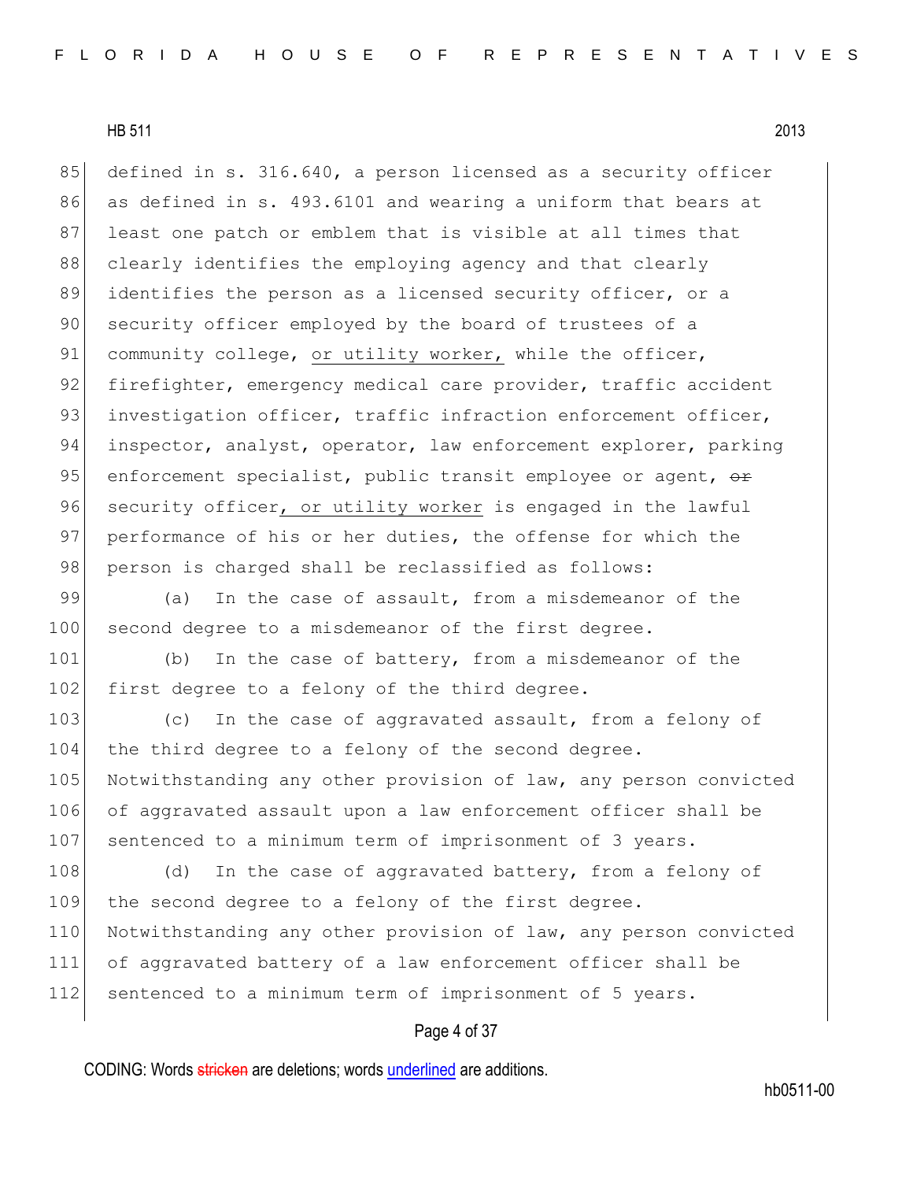defined in s. 316.640, a person licensed as a security officer as defined in s. 493.6101 and wearing a uniform that bears at least one patch or emblem that is visible at all times that clearly identifies the employing agency and that clearly identifies the person as a licensed security officer, or a security officer employed by the board of trustees of a community college, or utility worker, while the officer, firefighter, emergency medical care provider, traffic accident investigation officer, traffic infraction enforcement officer, inspector, analyst, operator, law enforcement explorer, parking enforcement specialist, public transit employee or agent, ~~or~~ security officer, or utility worker is engaged in the lawful performance of his or her duties, the offense for which the person is charged shall be reclassified as follows:

(a) In the case of assault, from a misdemeanor of the second degree to a misdemeanor of the first degree.

(b) In the case of battery, from a misdemeanor of the first degree to a felony of the third degree.

(c) In the case of aggravated assault, from a felony of the third degree to a felony of the second degree. Notwithstanding any other provision of law, any person convicted of aggravated assault upon a law enforcement officer shall be sentenced to a minimum term of imprisonment of 3 years.

(d) In the case of aggravated battery, from a felony of the second degree to a felony of the first degree. Notwithstanding any other provision of law, any person convicted of aggravated battery of a law enforcement officer shall be sentenced to a minimum term of imprisonment of 5 years.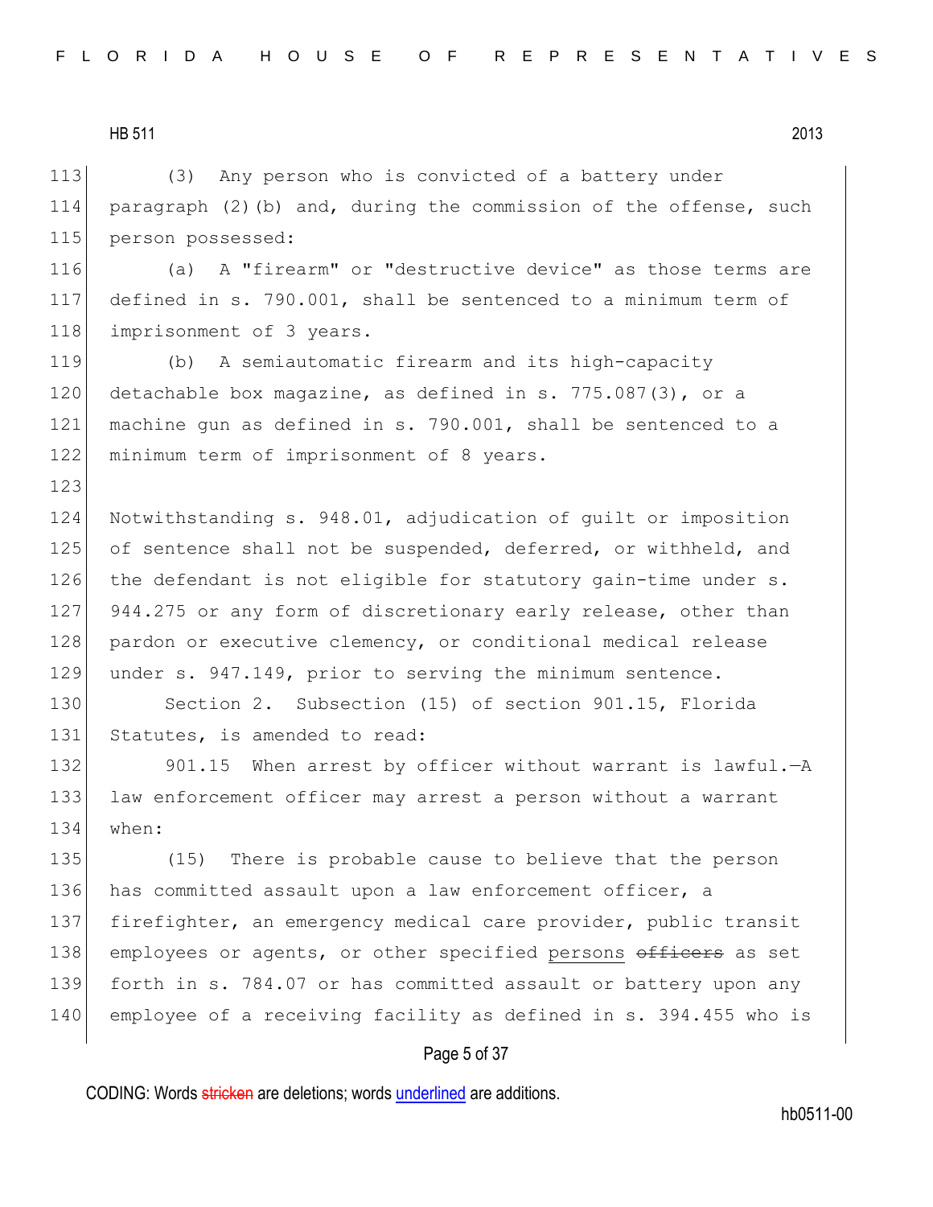(3) Any person who is convicted of a battery under paragraph (2)(b) and, during the commission of the offense, such person possessed:

(a) A "firearm" or "destructive device" as those terms are defined in s. 790.001, shall be sentenced to a minimum term of imprisonment of 3 years.

(b) A semiautomatic firearm and its high-capacity detachable box magazine, as defined in s. 775.087(3), or a machine gun as defined in s. 790.001, shall be sentenced to a minimum term of imprisonment of 8 years.

Notwithstanding s. 948.01, adjudication of guilt or imposition of sentence shall not be suspended, deferred, or withheld, and the defendant is not eligible for statutory gain-time under s. 944.275 or any form of discretionary early release, other than pardon or executive clemency, or conditional medical release under s. 947.149, prior to serving the minimum sentence.

Section 2. Subsection (15) of section 901.15, Florida Statutes, is amended to read:

901.15 When arrest by officer without warrant is lawful.—A law enforcement officer may arrest a person without a warrant when:

(15) There is probable cause to believe that the person has committed assault upon a law enforcement officer, a firefighter, an emergency medical care provider, public transit employees or agents, or other specified <u>persons</u> ~~officers~~ as set forth in s. 784.07 or has committed assault or battery upon any employee of a receiving facility as defined in s. 394.455 who is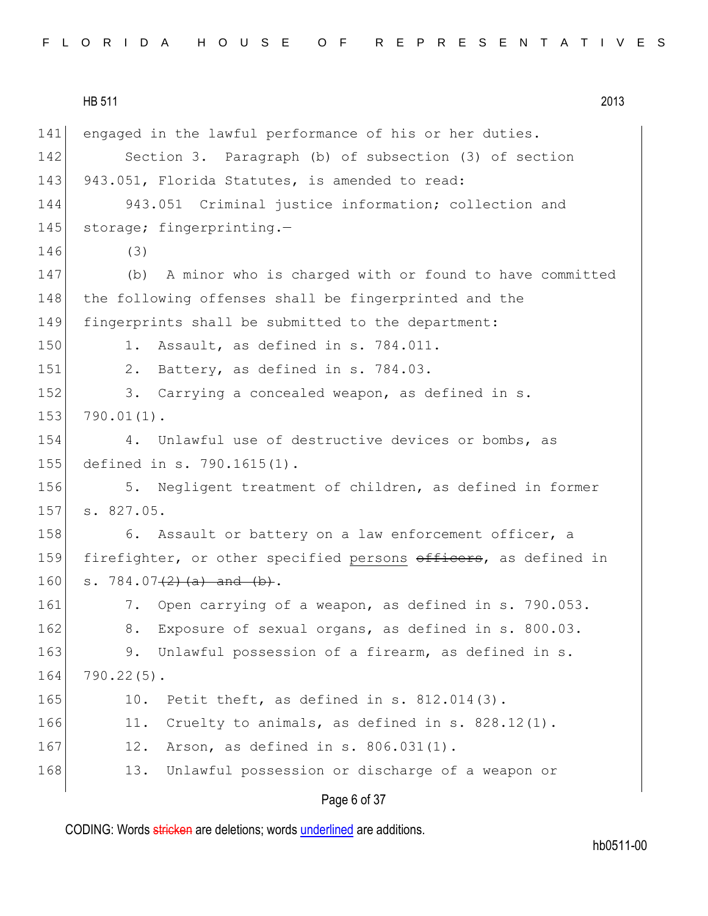engaged in the lawful performance of his or her duties.

Section 3. Paragraph (b) of subsection (3) of section 943.051, Florida Statutes, is amended to read:

943.051 Criminal justice information; collection and storage; fingerprinting.—

(3)

(b) A minor who is charged with or found to have committed the following offenses shall be fingerprinted and the fingerprints shall be submitted to the department:

1. Assault, as defined in s. 784.011.

2. Battery, as defined in s. 784.03.

3. Carrying a concealed weapon, as defined in s. 790.01(1).

4. Unlawful use of destructive devices or bombs, as defined in s. 790.1615(1).

5. Negligent treatment of children, as defined in former s. 827.05.

6. Assault or battery on a law enforcement officer, a firefighter, or other specified <u>persons</u> ~~officers~~, as defined in s. 784.07~~(2)(a) and (b)~~.

7. Open carrying of a weapon, as defined in s. 790.053.

8. Exposure of sexual organs, as defined in s. 800.03.

9. Unlawful possession of a firearm, as defined in s. 790.22(5).

10. Petit theft, as defined in s. 812.014(3).

11. Cruelty to animals, as defined in s. 828.12(1).

12. Arson, as defined in s. 806.031(1).

13. Unlawful possession or discharge of a weapon or

CODING: Words ~~stricken~~ are deletions; words <u>underlined</u> are additions.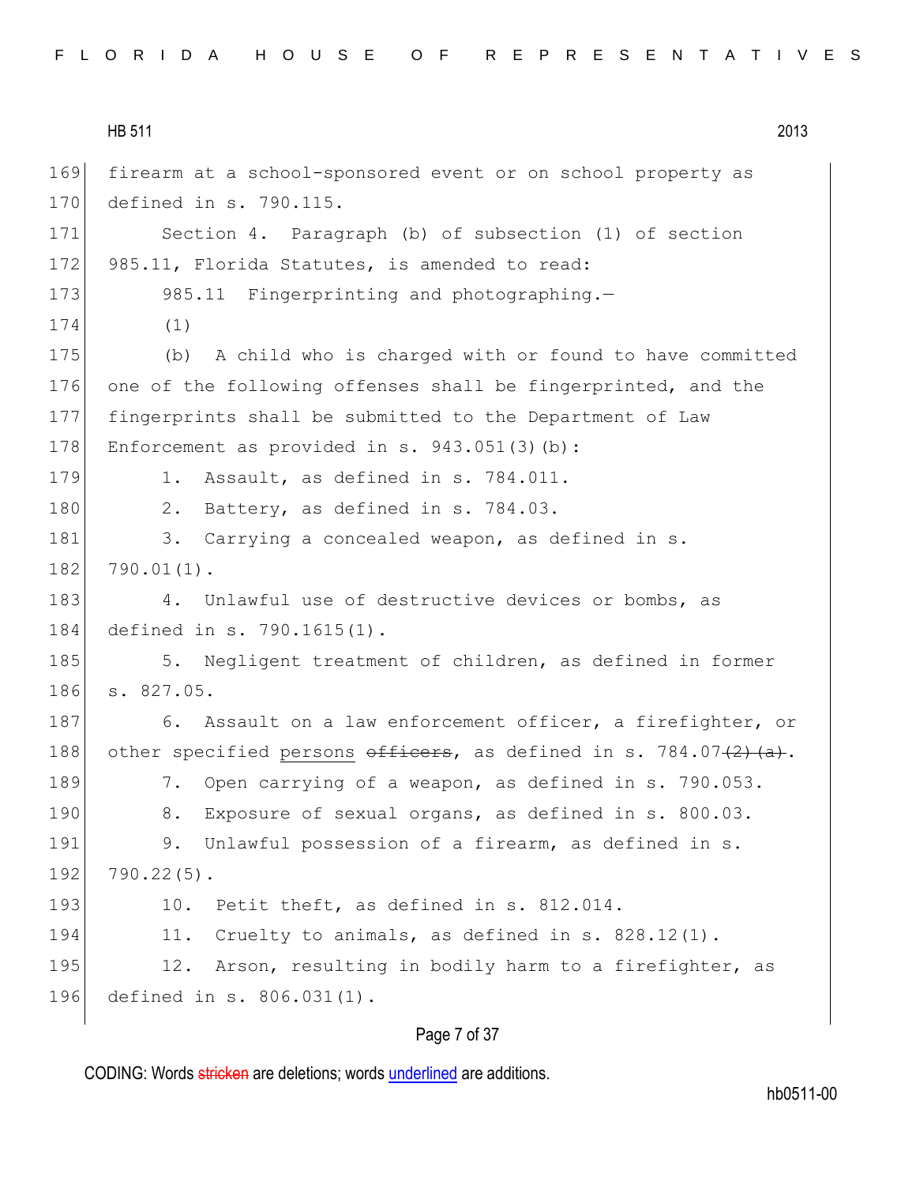firearm at a school-sponsored event or on school property as defined in s. 790.115.

Section 4. Paragraph (b) of subsection (1) of section 985.11, Florida Statutes, is amended to read:

985.11 Fingerprinting and photographing.—

(1)

(b) A child who is charged with or found to have committed one of the following offenses shall be fingerprinted, and the fingerprints shall be submitted to the Department of Law Enforcement as provided in s. 943.051(3)(b):

1. Assault, as defined in s. 784.011.
2. Battery, as defined in s. 784.03.
3. Carrying a concealed weapon, as defined in s. 790.01(1).
4. Unlawful use of destructive devices or bombs, as defined in s. 790.1615(1).
5. Negligent treatment of children, as defined in former s. 827.05.
6. Assault on a law enforcement officer, a firefighter, or other specified <u>persons</u> ~~officers~~, as defined in s. 784.07~~(2)(a)~~.
7. Open carrying of a weapon, as defined in s. 790.053.
8. Exposure of sexual organs, as defined in s. 800.03.
9. Unlawful possession of a firearm, as defined in s. 790.22(5).
10. Petit theft, as defined in s. 812.014.
11. Cruelty to animals, as defined in s. 828.12(1).
12. Arson, resulting in bodily harm to a firefighter, as defined in s. 806.031(1).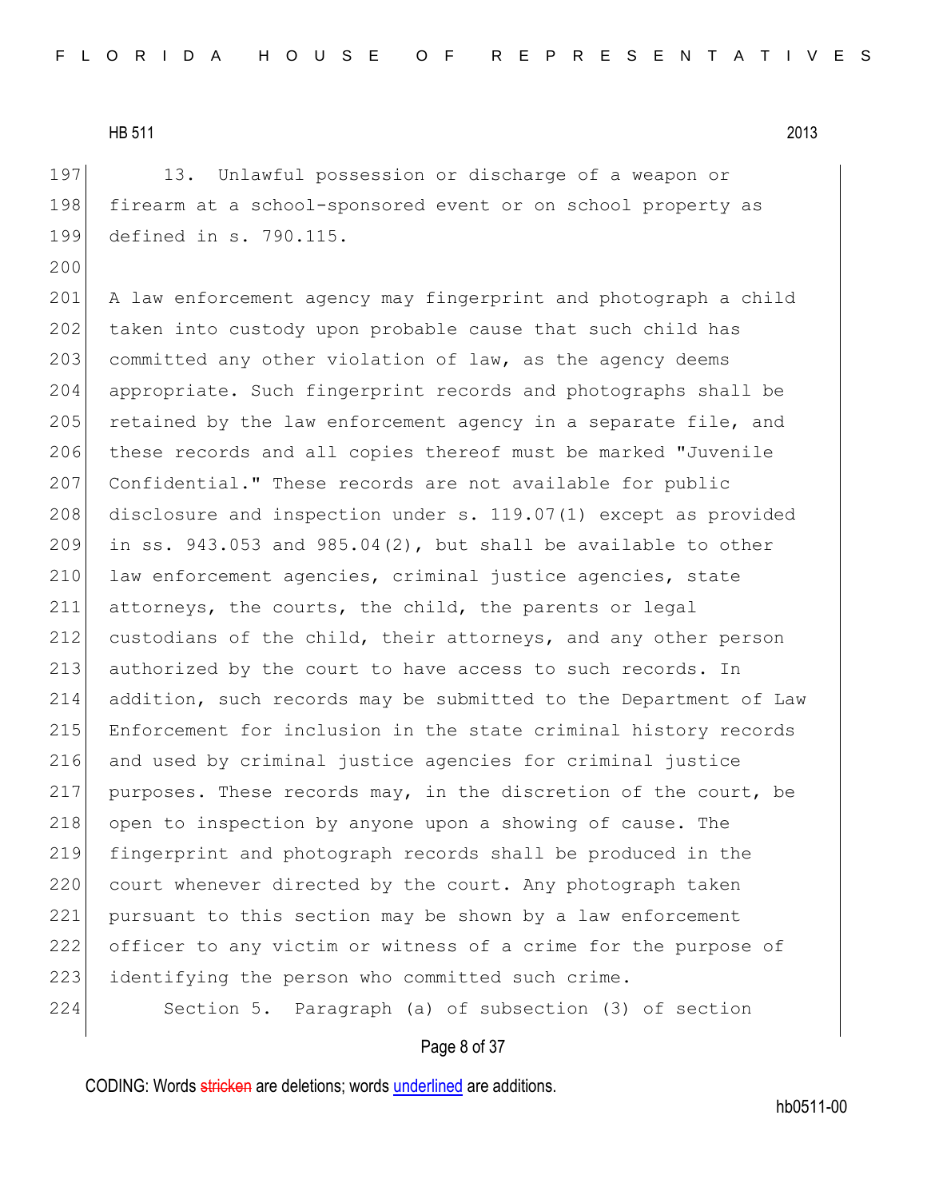13. Unlawful possession or discharge of a weapon or firearm at a school-sponsored event or on school property as defined in s. 790.115.

A law enforcement agency may fingerprint and photograph a child taken into custody upon probable cause that such child has committed any other violation of law, as the agency deems appropriate. Such fingerprint records and photographs shall be retained by the law enforcement agency in a separate file, and these records and all copies thereof must be marked "Juvenile Confidential." These records are not available for public disclosure and inspection under s. 119.07(1) except as provided in ss. 943.053 and 985.04(2), but shall be available to other law enforcement agencies, criminal justice agencies, state attorneys, the courts, the child, the parents or legal custodians of the child, their attorneys, and any other person authorized by the court to have access to such records. In addition, such records may be submitted to the Department of Law Enforcement for inclusion in the state criminal history records and used by criminal justice agencies for criminal justice purposes. These records may, in the discretion of the court, be open to inspection by anyone upon a showing of cause. The fingerprint and photograph records shall be produced in the court whenever directed by the court. Any photograph taken pursuant to this section may be shown by a law enforcement officer to any victim or witness of a crime for the purpose of identifying the person who committed such crime.

Section 5. Paragraph (a) of subsection (3) of section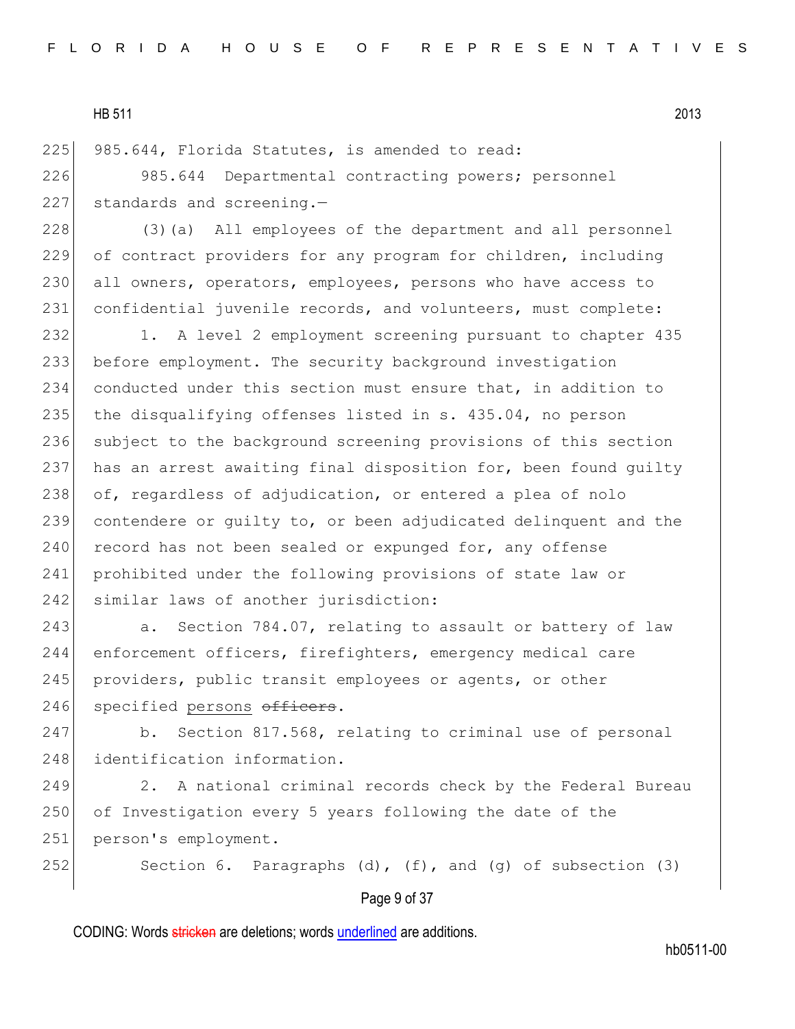985.644, Florida Statutes, is amended to read:

985.644 Departmental contracting powers; personnel standards and screening.—

(3)(a) All employees of the department and all personnel of contract providers for any program for children, including all owners, operators, employees, persons who have access to confidential juvenile records, and volunteers, must complete:

1. A level 2 employment screening pursuant to chapter 435 before employment. The security background investigation conducted under this section must ensure that, in addition to the disqualifying offenses listed in s. 435.04, no person subject to the background screening provisions of this section has an arrest awaiting final disposition for, been found guilty of, regardless of adjudication, or entered a plea of nolo contendere or guilty to, or been adjudicated delinquent and the record has not been sealed or expunged for, any offense prohibited under the following provisions of state law or similar laws of another jurisdiction:

a. Section 784.07, relating to assault or battery of law enforcement officers, firefighters, emergency medical care providers, public transit employees or agents, or other specified <u>persons</u> ~~officers~~.

b. Section 817.568, relating to criminal use of personal identification information.

2. A national criminal records check by the Federal Bureau of Investigation every 5 years following the date of the person's employment.

Section 6. Paragraphs (d), (f), and (g) of subsection (3)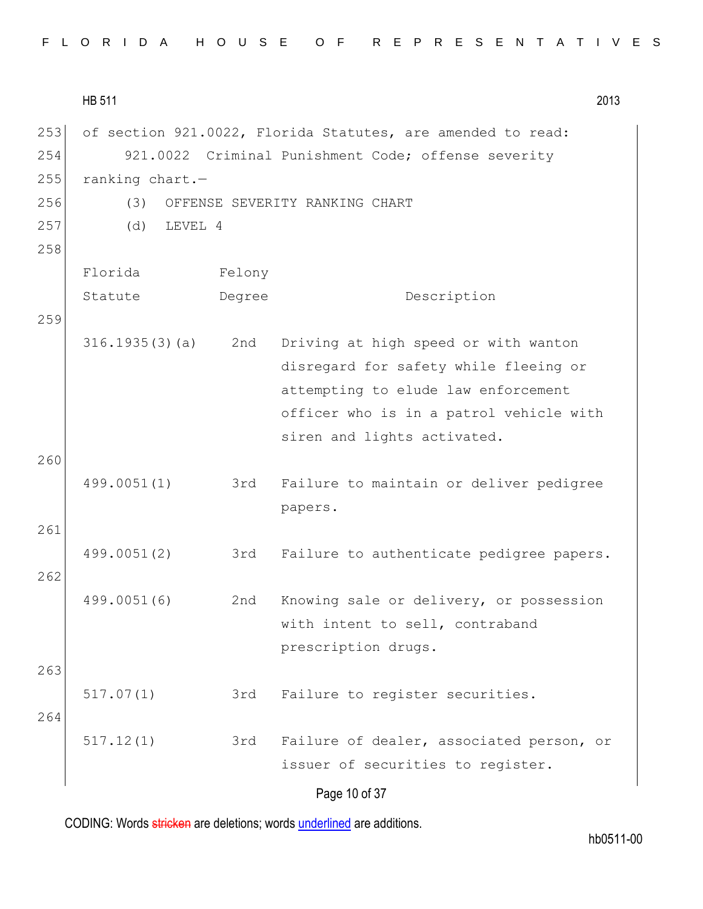of section 921.0022, Florida Statutes, are amended to read:

921.0022 Criminal Punishment Code; offense severity ranking chart.—

(3) OFFENSE SEVERITY RANKING CHART

(d) LEVEL 4

| Florida Statute | Felony Degree | Description |
|---|---|---|
| 316.1935(3)(a) | 2nd | Driving at high speed or with wanton disregard for safety while fleeing or attempting to elude law enforcement officer who is in a patrol vehicle with siren and lights activated. |
| 499.0051(1) | 3rd | Failure to maintain or deliver pedigree papers. |
| 499.0051(2) | 3rd | Failure to authenticate pedigree papers. |
| 499.0051(6) | 2nd | Knowing sale or delivery, or possession with intent to sell, contraband prescription drugs. |
| 517.07(1) | 3rd | Failure to register securities. |
| 517.12(1) | 3rd | Failure of dealer, associated person, or issuer of securities to register. |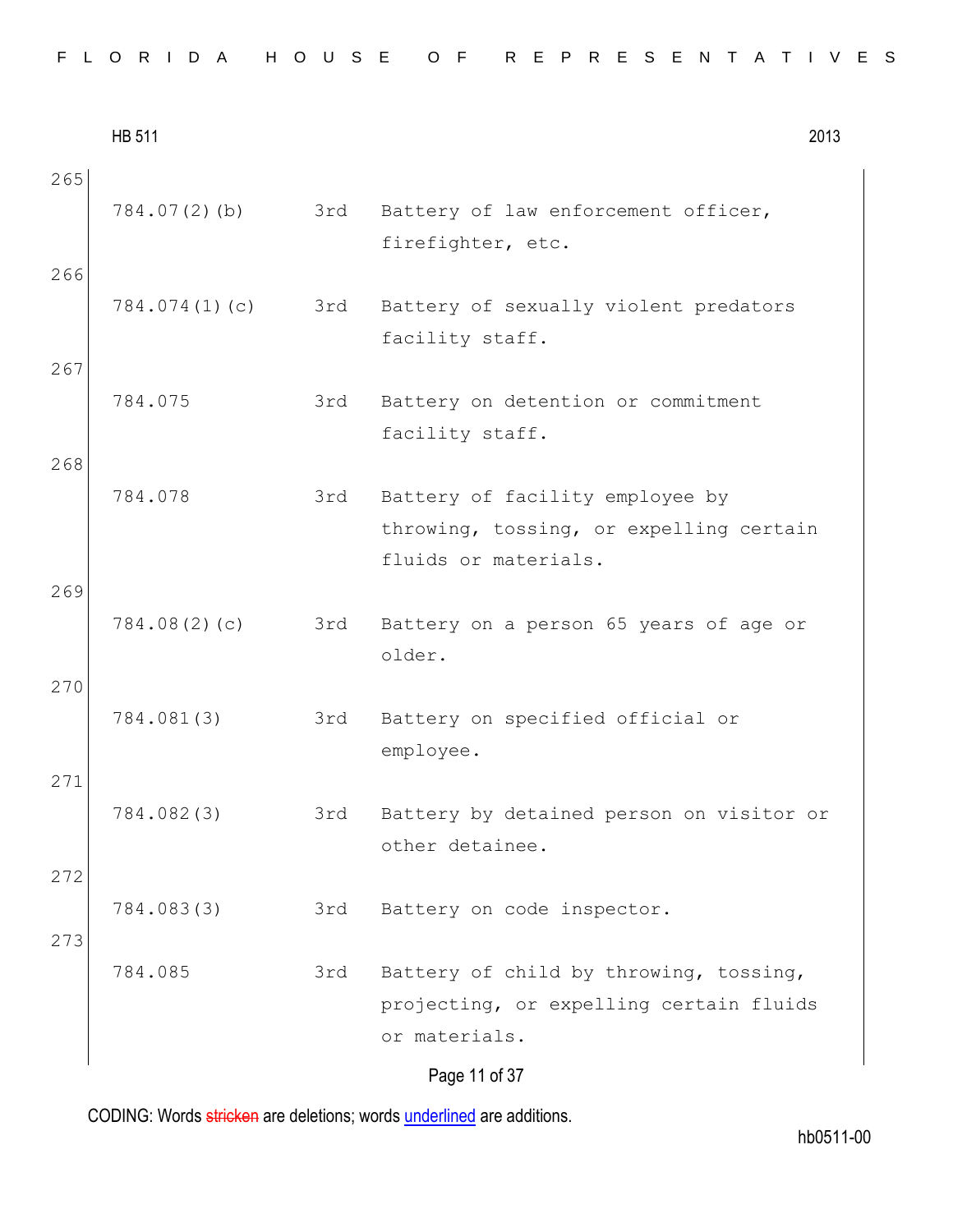| | | | |
|---|---|---|---|
| 265 | 784.07(2)(b) | 3rd | Battery of law enforcement officer, firefighter, etc. |
| 266 | 784.074(1)(c) | 3rd | Battery of sexually violent predators facility staff. |
| 267 | 784.075 | 3rd | Battery on detention or commitment facility staff. |
| 268 | 784.078 | 3rd | Battery of facility employee by throwing, tossing, or expelling certain fluids or materials. |
| 269 | 784.08(2)(c) | 3rd | Battery on a person 65 years of age or older. |
| 270 | 784.081(3) | 3rd | Battery on specified official or employee. |
| 271 | 784.082(3) | 3rd | Battery by detained person on visitor or other detainee. |
| 272 | 784.083(3) | 3rd | Battery on code inspector. |
| 273 | 784.085 | 3rd | Battery of child by throwing, tossing, projecting, or expelling certain fluids or materials. |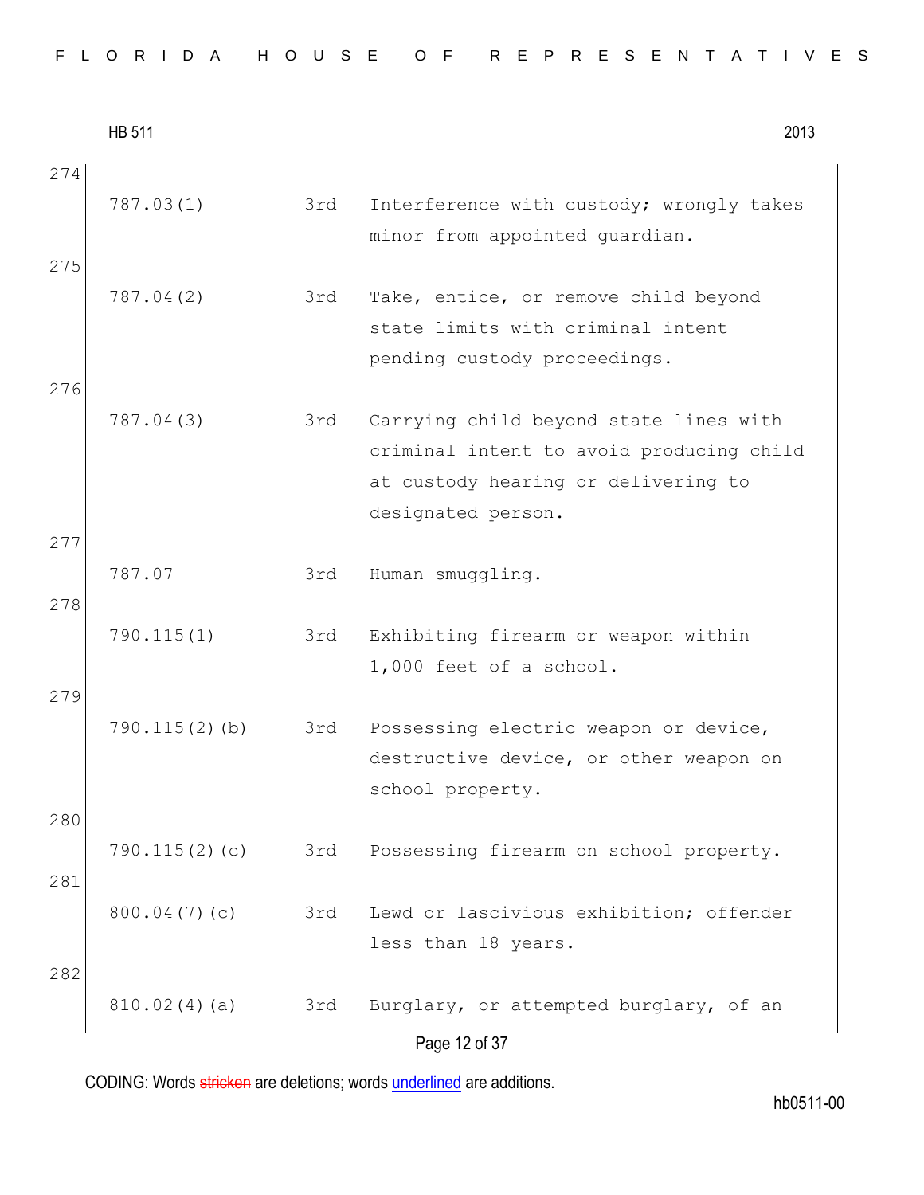| | | | |
|---|---|---|---|
| 274 | 787.03(1) | 3rd | Interference with custody; wrongly takes minor from appointed guardian. |
| 275 | 787.04(2) | 3rd | Take, entice, or remove child beyond state limits with criminal intent pending custody proceedings. |
| 276 | 787.04(3) | 3rd | Carrying child beyond state lines with criminal intent to avoid producing child at custody hearing or delivering to designated person. |
| 277 | 787.07 | 3rd | Human smuggling. |
| 278 | 790.115(1) | 3rd | Exhibiting firearm or weapon within 1,000 feet of a school. |
| 279 | 790.115(2)(b) | 3rd | Possessing electric weapon or device, destructive device, or other weapon on school property. |
| 280 | 790.115(2)(c) | 3rd | Possessing firearm on school property. |
| 281 | 800.04(7)(c) | 3rd | Lewd or lascivious exhibition; offender less than 18 years. |
| 282 | 810.02(4)(a) | 3rd | Burglary, or attempted burglary, of an |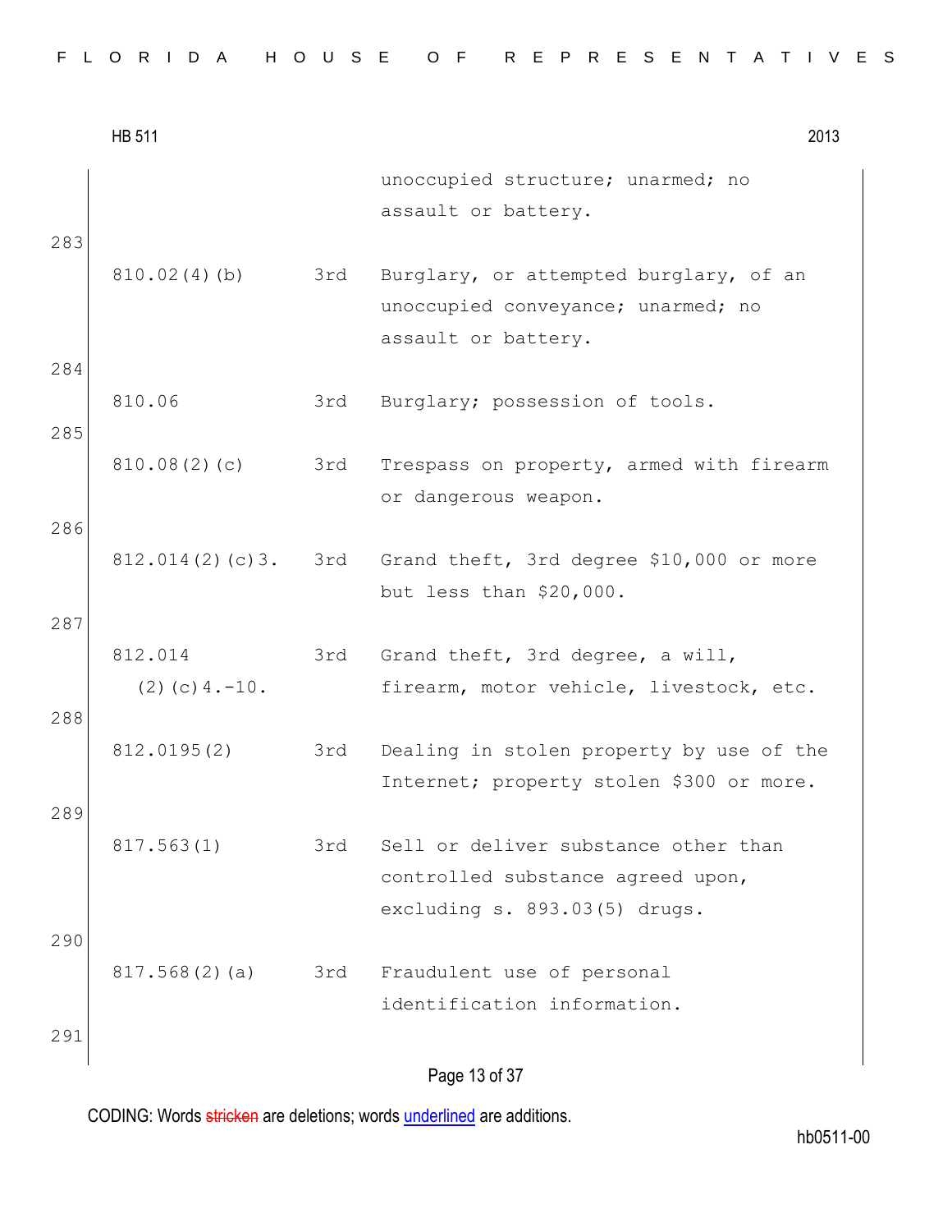| | | |
|---|---|---|
| | | unoccupied structure; unarmed; no assault or battery. |
| 810.02(4)(b) | 3rd | Burglary, or attempted burglary, of an unoccupied conveyance; unarmed; no assault or battery. |
| 810.06 | 3rd | Burglary; possession of tools. |
| 810.08(2)(c) | 3rd | Trespass on property, armed with firearm or dangerous weapon. |
| 812.014(2)(c)3. | 3rd | Grand theft, 3rd degree $10,000 or more but less than $20,000. |
| 812.014 (2)(c)4.-10. | 3rd | Grand theft, 3rd degree, a will, firearm, motor vehicle, livestock, etc. |
| 812.0195(2) | 3rd | Dealing in stolen property by use of the Internet; property stolen $300 or more. |
| 817.563(1) | 3rd | Sell or deliver substance other than controlled substance agreed upon, excluding s. 893.03(5) drugs. |
| 817.568(2)(a) | 3rd | Fraudulent use of personal identification information. |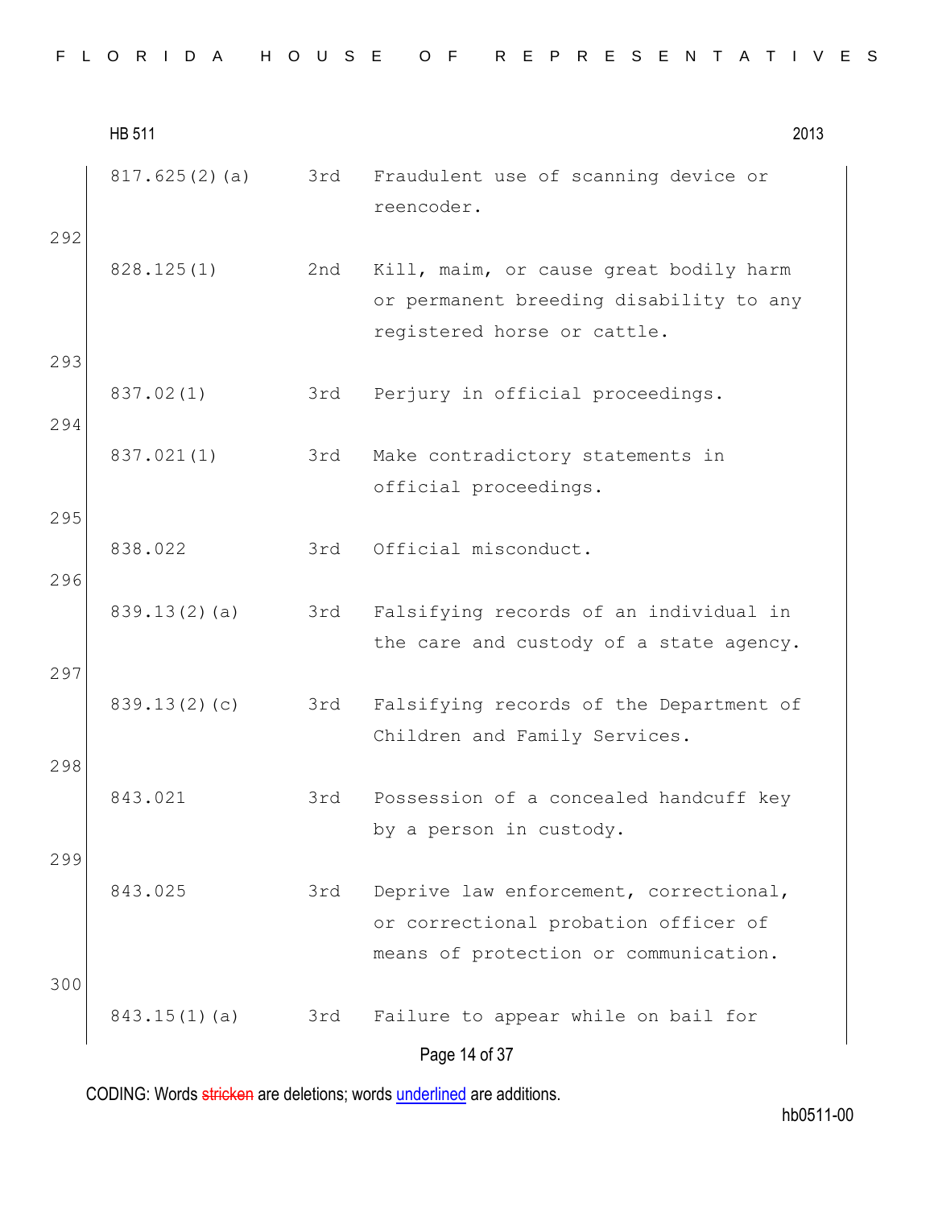| | | | |
|---|---|---|---|
| | 817.625(2)(a) | 3rd | Fraudulent use of scanning device or reencoder. |
| 292 | | | |
| | 828.125(1) | 2nd | Kill, maim, or cause great bodily harm or permanent breeding disability to any registered horse or cattle. |
| 293 | | | |
| | 837.02(1) | 3rd | Perjury in official proceedings. |
| 294 | | | |
| | 837.021(1) | 3rd | Make contradictory statements in official proceedings. |
| 295 | | | |
| | 838.022 | 3rd | Official misconduct. |
| 296 | | | |
| | 839.13(2)(a) | 3rd | Falsifying records of an individual in the care and custody of a state agency. |
| 297 | | | |
| | 839.13(2)(c) | 3rd | Falsifying records of the Department of Children and Family Services. |
| 298 | | | |
| | 843.021 | 3rd | Possession of a concealed handcuff key by a person in custody. |
| 299 | | | |
| | 843.025 | 3rd | Deprive law enforcement, correctional, or correctional probation officer of means of protection or communication. |
| 300 | | | |
| | 843.15(1)(a) | 3rd | Failure to appear while on bail for |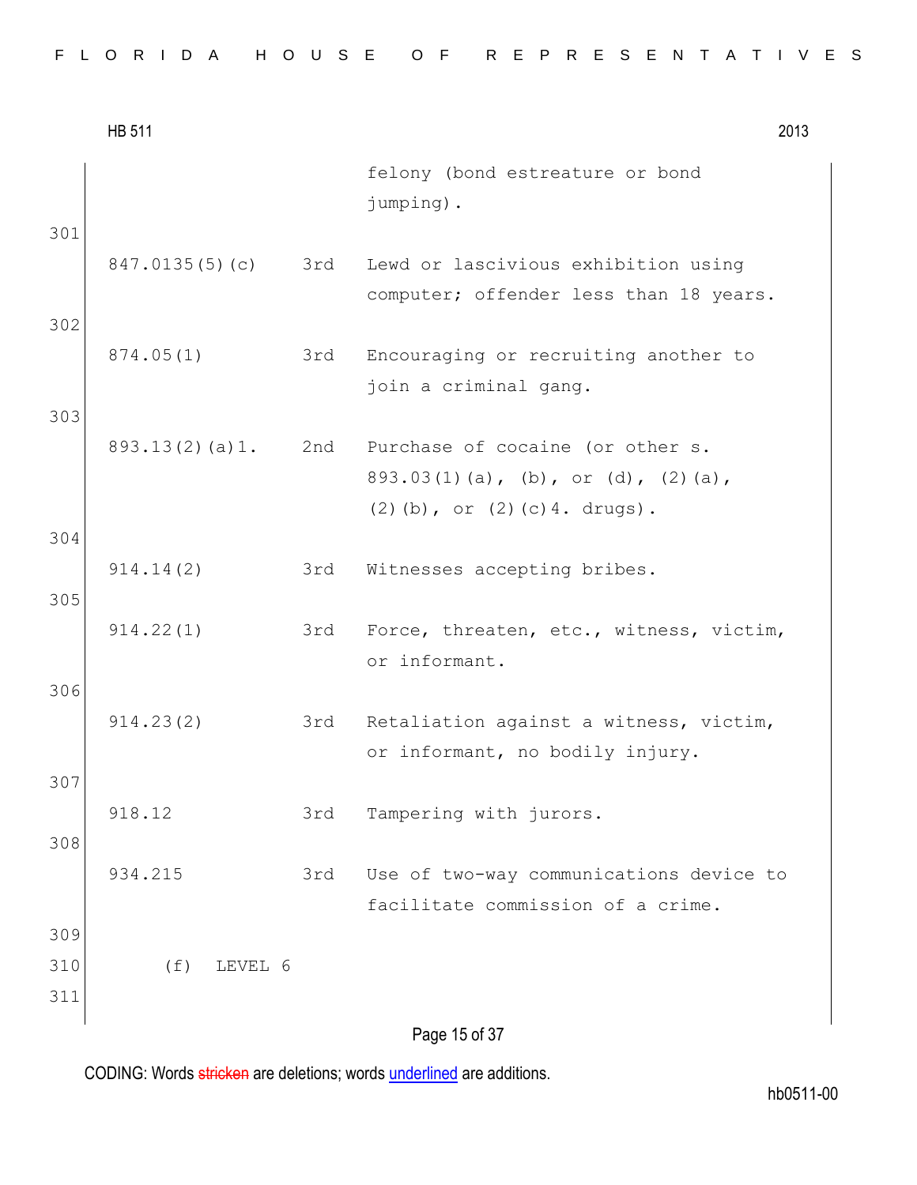| | | |
|---|---|---|
| | | felony (bond estreature or bond jumping). |
| 847.0135(5)(c) | 3rd | Lewd or lascivious exhibition using computer; offender less than 18 years. |
| 874.05(1) | 3rd | Encouraging or recruiting another to join a criminal gang. |
| 893.13(2)(a)1. | 2nd | Purchase of cocaine (or other s. 893.03(1)(a), (b), or (d), (2)(a), (2)(b), or (2)(c)4. drugs). |
| 914.14(2) | 3rd | Witnesses accepting bribes. |
| 914.22(1) | 3rd | Force, threaten, etc., witness, victim, or informant. |
| 914.23(2) | 3rd | Retaliation against a witness, victim, or informant, no bodily injury. |
| 918.12 | 3rd | Tampering with jurors. |
| 934.215 | 3rd | Use of two-way communications device to facilitate commission of a crime. |

(f) LEVEL 6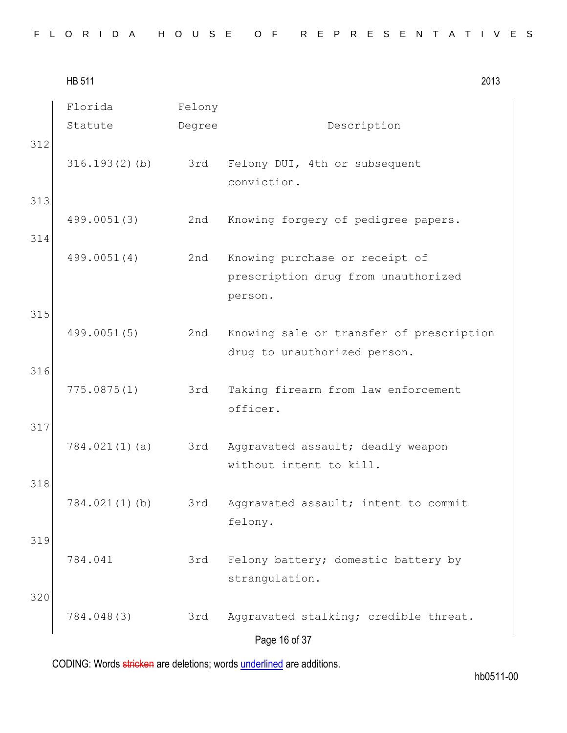| Florida Statute | Felony Degree | Description |
|---|---|---|
| 316.193(2)(b) | 3rd | Felony DUI, 4th or subsequent conviction. |
| 499.0051(3) | 2nd | Knowing forgery of pedigree papers. |
| 499.0051(4) | 2nd | Knowing purchase or receipt of prescription drug from unauthorized person. |
| 499.0051(5) | 2nd | Knowing sale or transfer of prescription drug to unauthorized person. |
| 775.0875(1) | 3rd | Taking firearm from law enforcement officer. |
| 784.021(1)(a) | 3rd | Aggravated assault; deadly weapon without intent to kill. |
| 784.021(1)(b) | 3rd | Aggravated assault; intent to commit felony. |
| 784.041 | 3rd | Felony battery; domestic battery by strangulation. |
| 784.048(3) | 3rd | Aggravated stalking; credible threat. |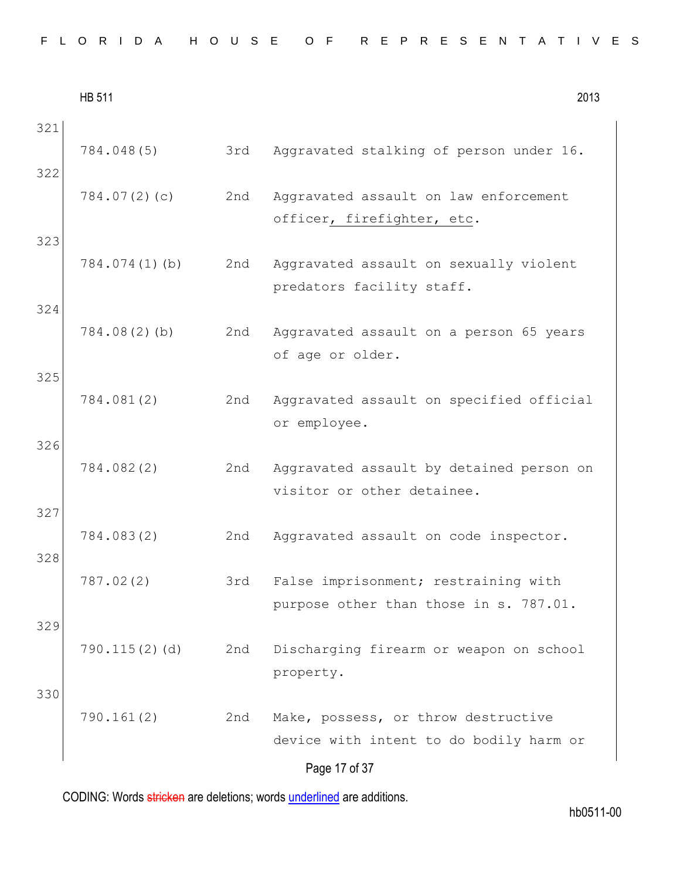| Line | Statute | Degree | Description |
|---|---|---|---|
| 321 | 784.048(5) | 3rd | Aggravated stalking of person under 16. |
| 322 | 784.07(2)(c) | 2nd | Aggravated assault on law enforcement officer<u>, firefighter, etc</u>. |
| 323 | 784.074(1)(b) | 2nd | Aggravated assault on sexually violent predators facility staff. |
| 324 | 784.08(2)(b) | 2nd | Aggravated assault on a person 65 years of age or older. |
| 325 | 784.081(2) | 2nd | Aggravated assault on specified official or employee. |
| 326 | 784.082(2) | 2nd | Aggravated assault by detained person on visitor or other detainee. |
| 327 | 784.083(2) | 2nd | Aggravated assault on code inspector. |
| 328 | 787.02(2) | 3rd | False imprisonment; restraining with purpose other than those in s. 787.01. |
| 329 | 790.115(2)(d) | 2nd | Discharging firearm or weapon on school property. |
| 330 | 790.161(2) | 2nd | Make, possess, or throw destructive device with intent to do bodily harm or |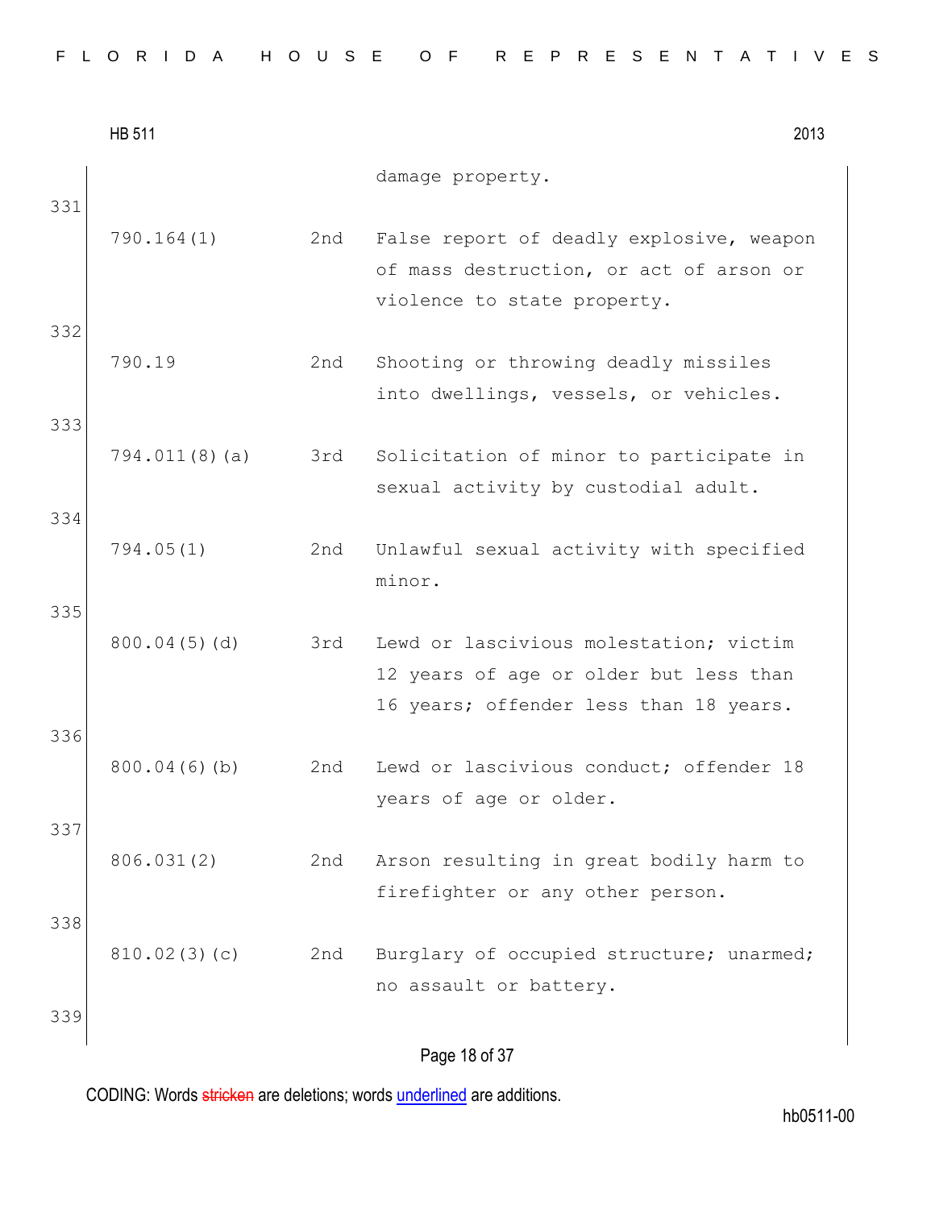| | | damage property. |
|---|---|---|
| 790.164(1) | 2nd | False report of deadly explosive, weapon of mass destruction, or act of arson or violence to state property. |
| 790.19 | 2nd | Shooting or throwing deadly missiles into dwellings, vessels, or vehicles. |
| 794.011(8)(a) | 3rd | Solicitation of minor to participate in sexual activity by custodial adult. |
| 794.05(1) | 2nd | Unlawful sexual activity with specified minor. |
| 800.04(5)(d) | 3rd | Lewd or lascivious molestation; victim 12 years of age or older but less than 16 years; offender less than 18 years. |
| 800.04(6)(b) | 2nd | Lewd or lascivious conduct; offender 18 years of age or older. |
| 806.031(2) | 2nd | Arson resulting in great bodily harm to firefighter or any other person. |
| 810.02(3)(c) | 2nd | Burglary of occupied structure; unarmed; no assault or battery. |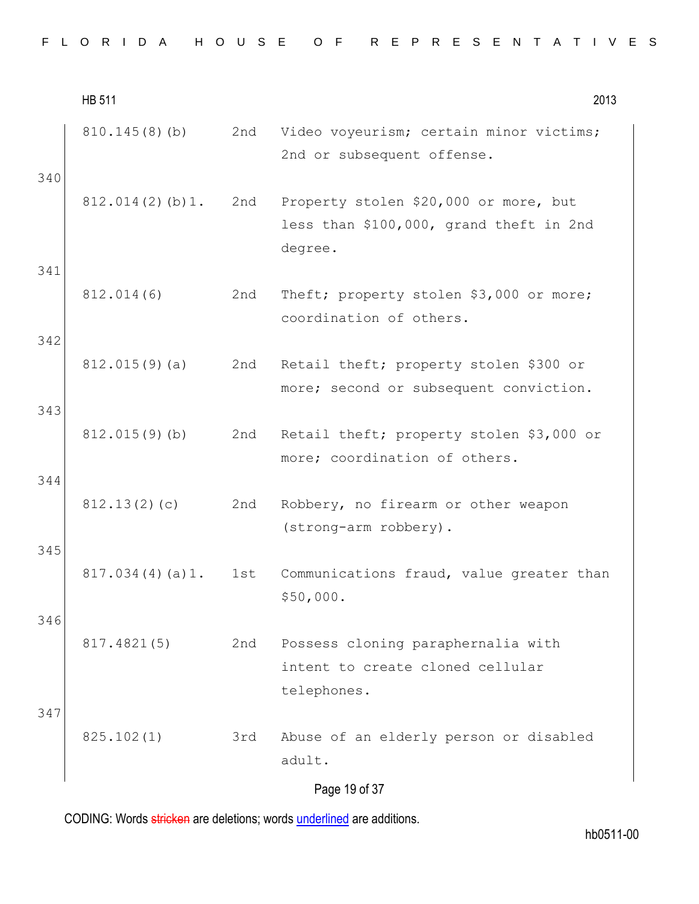| | | |
|---|---|---|
| 810.145(8)(b) | 2nd | Video voyeurism; certain minor victims; 2nd or subsequent offense. |

340

| | | |
|---|---|---|
| 812.014(2)(b)1. | 2nd | Property stolen $20,000 or more, but less than $100,000, grand theft in 2nd degree. |

341

| | | |
|---|---|---|
| 812.014(6) | 2nd | Theft; property stolen $3,000 or more; coordination of others. |

342

| | | |
|---|---|---|
| 812.015(9)(a) | 2nd | Retail theft; property stolen $300 or more; second or subsequent conviction. |

343

| | | |
|---|---|---|
| 812.015(9)(b) | 2nd | Retail theft; property stolen $3,000 or more; coordination of others. |

344

| | | |
|---|---|---|
| 812.13(2)(c) | 2nd | Robbery, no firearm or other weapon (strong-arm robbery). |

345

| | | |
|---|---|---|
| 817.034(4)(a)1. | 1st | Communications fraud, value greater than $50,000. |

346

| | | |
|---|---|---|
| 817.4821(5) | 2nd | Possess cloning paraphernalia with intent to create cloned cellular telephones. |

347

| | | |
|---|---|---|
| 825.102(1) | 3rd | Abuse of an elderly person or disabled adult. |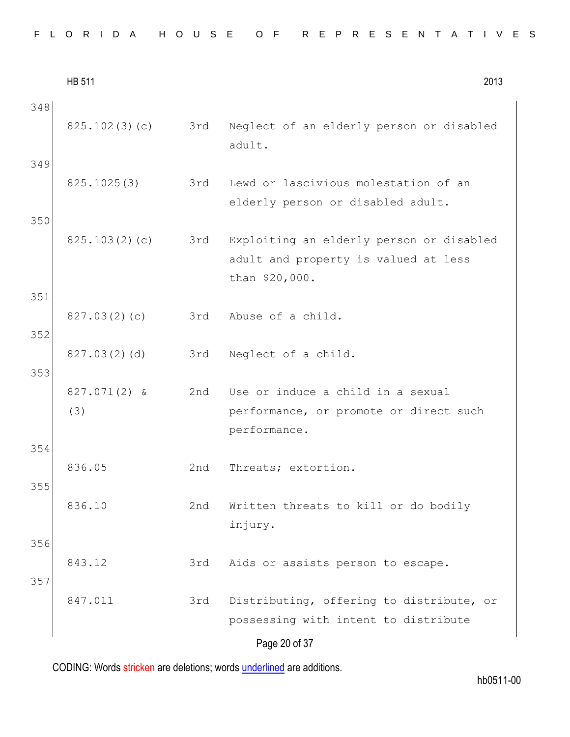348

| | | |
|---|---|---|
| 825.102(3)(c) | 3rd | Neglect of an elderly person or disabled adult. |

349

| | | |
|---|---|---|
| 825.1025(3) | 3rd | Lewd or lascivious molestation of an elderly person or disabled adult. |

350

| | | |
|---|---|---|
| 825.103(2)(c) | 3rd | Exploiting an elderly person or disabled adult and property is valued at less than $20,000. |

351

| | | |
|---|---|---|
| 827.03(2)(c) | 3rd | Abuse of a child. |

352

| | | |
|---|---|---|
| 827.03(2)(d) | 3rd | Neglect of a child. |

353

| | | |
|---|---|---|
| 827.071(2) & (3) | 2nd | Use or induce a child in a sexual performance, or promote or direct such performance. |

354

| | | |
|---|---|---|
| 836.05 | 2nd | Threats; extortion. |

355

| | | |
|---|---|---|
| 836.10 | 2nd | Written threats to kill or do bodily injury. |

356

| | | |
|---|---|---|
| 843.12 | 3rd | Aids or assists person to escape. |

357

| | | |
|---|---|---|
| 847.011 | 3rd | Distributing, offering to distribute, or possessing with intent to distribute |

CODING: Words stricken are deletions; words underlined are additions.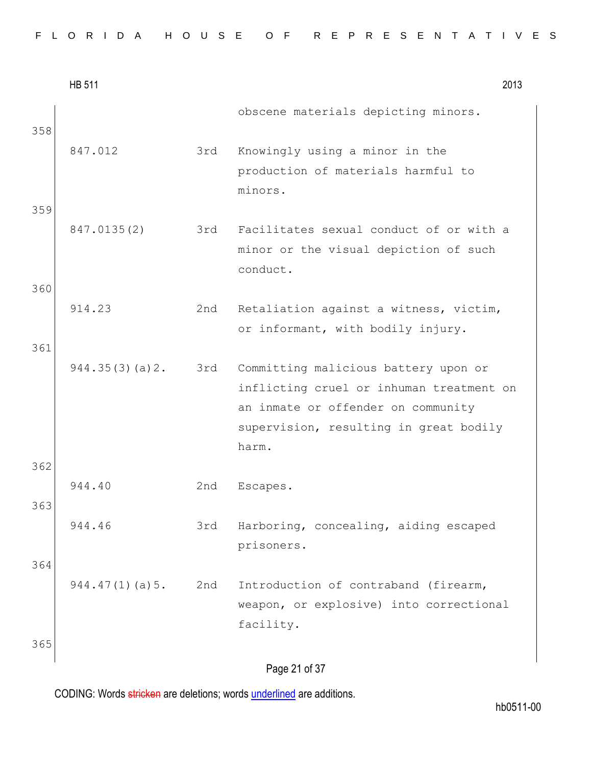| | | obscene materials depicting minors. |
|---|---|---|
| 847.012 | 3rd | Knowingly using a minor in the production of materials harmful to minors. |
| 847.0135(2) | 3rd | Facilitates sexual conduct of or with a minor or the visual depiction of such conduct. |
| 914.23 | 2nd | Retaliation against a witness, victim, or informant, with bodily injury. |
| 944.35(3)(a)2. | 3rd | Committing malicious battery upon or inflicting cruel or inhuman treatment on an inmate or offender on community supervision, resulting in great bodily harm. |
| 944.40 | 2nd | Escapes. |
| 944.46 | 3rd | Harboring, concealing, aiding escaped prisoners. |
| 944.47(1)(a)5. | 2nd | Introduction of contraband (firearm, weapon, or explosive) into correctional facility. |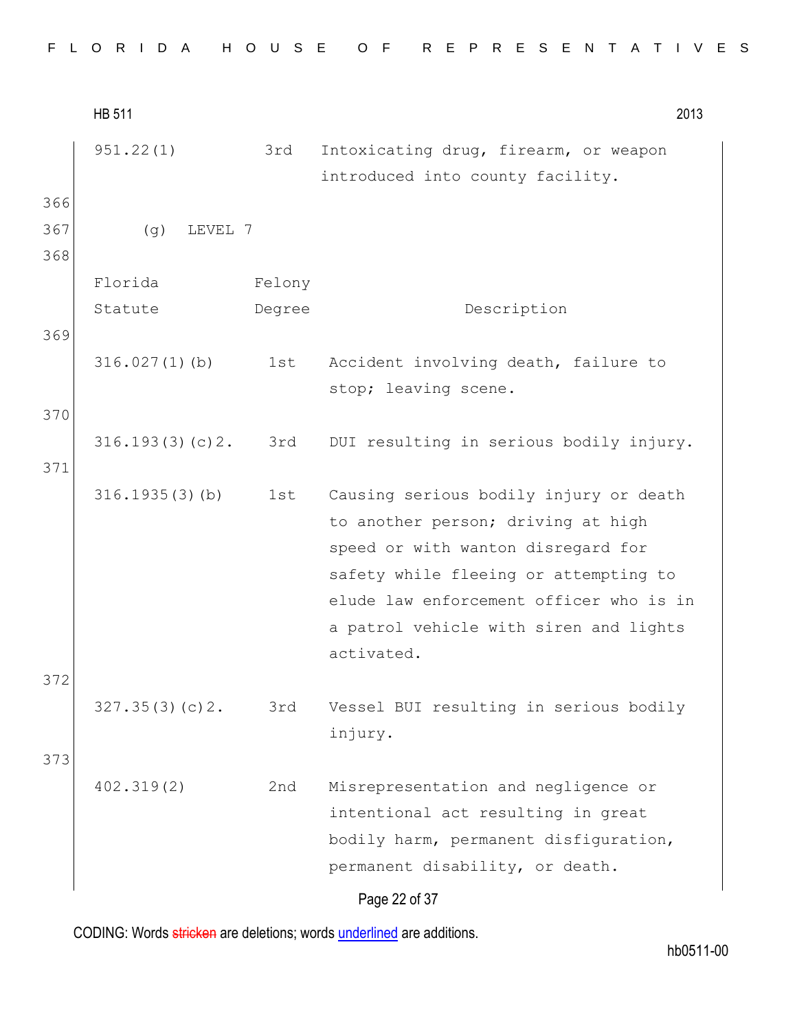| | | |
|---|---|---|
| 951.22(1) | 3rd | Intoxicating drug, firearm, or weapon introduced into county facility. |

366

367 (g) LEVEL 7

368

| Florida Statute | Felony Degree | Description |
|---|---|---|
| 316.027(1)(b) | 1st | Accident involving death, failure to stop; leaving scene. |
| 316.193(3)(c)2. | 3rd | DUI resulting in serious bodily injury. |
| 316.1935(3)(b) | 1st | Causing serious bodily injury or death to another person; driving at high speed or with wanton disregard for safety while fleeing or attempting to elude law enforcement officer who is in a patrol vehicle with siren and lights activated. |
| 327.35(3)(c)2. | 3rd | Vessel BUI resulting in serious bodily injury. |
| 402.319(2) | 2nd | Misrepresentation and negligence or intentional act resulting in great bodily harm, permanent disfiguration, permanent disability, or death. |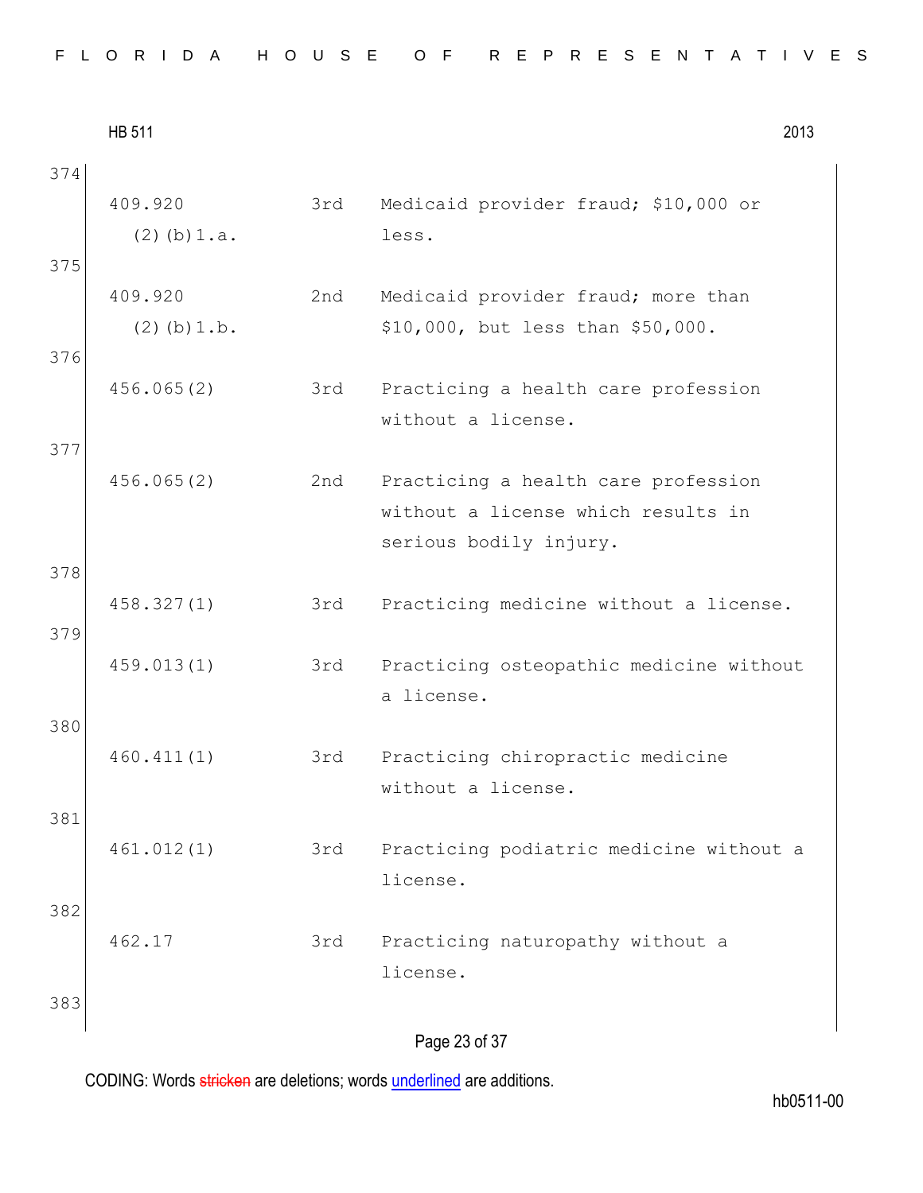HB 511 2013

374

| | | |
|---|---|---|
| 409.920 (2)(b)1.a. | 3rd | Medicaid provider fraud; $10,000 or less. |

375

| | | |
|---|---|---|
| 409.920 (2)(b)1.b. | 2nd | Medicaid provider fraud; more than $10,000, but less than $50,000. |

376

| | | |
|---|---|---|
| 456.065(2) | 3rd | Practicing a health care profession without a license. |

377

| | | |
|---|---|---|
| 456.065(2) | 2nd | Practicing a health care profession without a license which results in serious bodily injury. |

378

| | | |
|---|---|---|
| 458.327(1) | 3rd | Practicing medicine without a license. |

379

| | | |
|---|---|---|
| 459.013(1) | 3rd | Practicing osteopathic medicine without a license. |

380

| | | |
|---|---|---|
| 460.411(1) | 3rd | Practicing chiropractic medicine without a license. |

381

| | | |
|---|---|---|
| 461.012(1) | 3rd | Practicing podiatric medicine without a license. |

382

| | | |
|---|---|---|
| 462.17 | 3rd | Practicing naturopathy without a license. |

383

CODING: Words stricken are deletions; words underlined are additions.

hb0511-00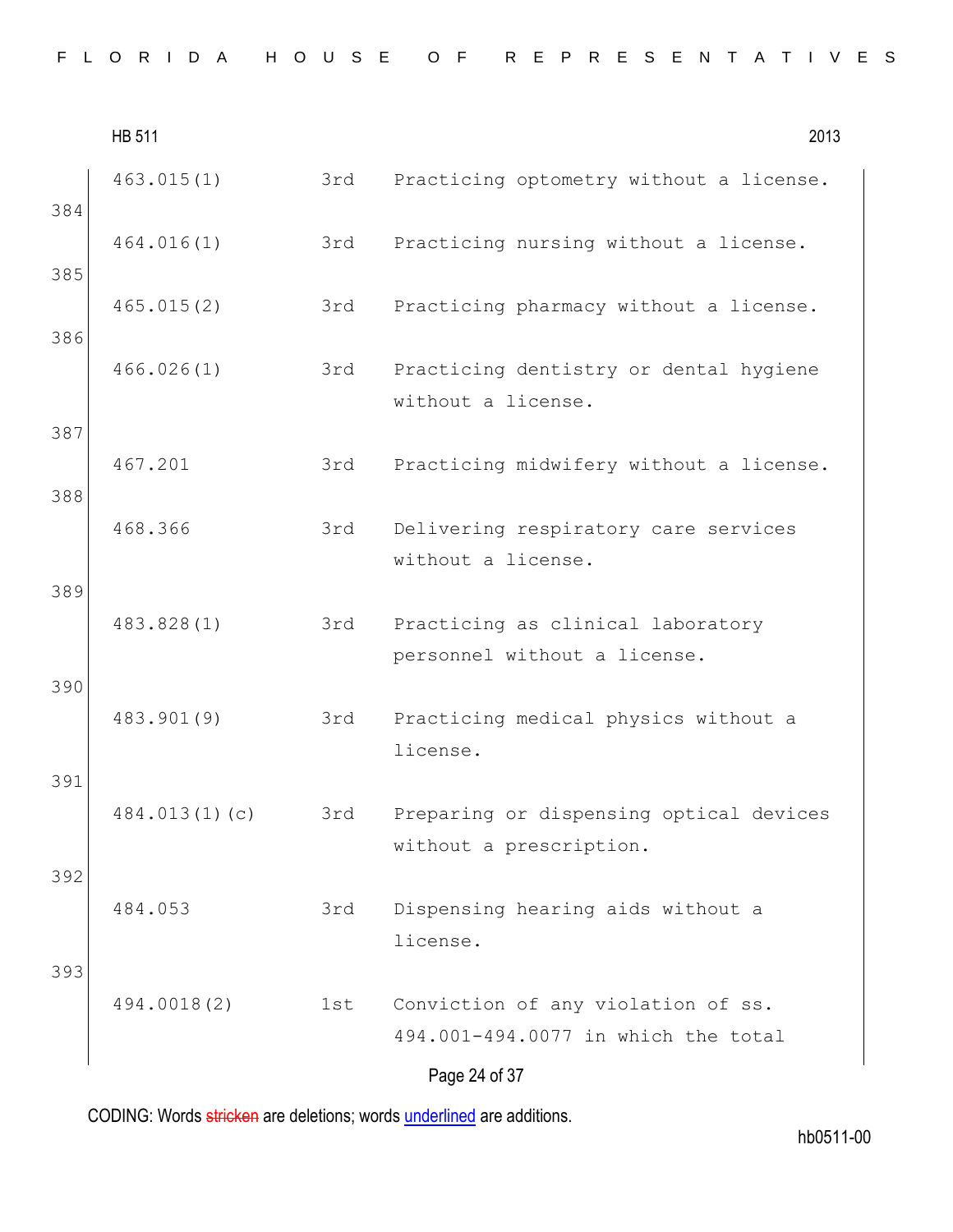| | | |
|---|---|---|
| 463.015(1) | 3rd | Practicing optometry without a license. |

384

| | | |
|---|---|---|
| 464.016(1) | 3rd | Practicing nursing without a license. |

385

| | | |
|---|---|---|
| 465.015(2) | 3rd | Practicing pharmacy without a license. |

386

| | | |
|---|---|---|
| 466.026(1) | 3rd | Practicing dentistry or dental hygiene without a license. |

387

| | | |
|---|---|---|
| 467.201 | 3rd | Practicing midwifery without a license. |

388

| | | |
|---|---|---|
| 468.366 | 3rd | Delivering respiratory care services without a license. |

389

| | | |
|---|---|---|
| 483.828(1) | 3rd | Practicing as clinical laboratory personnel without a license. |

390

| | | |
|---|---|---|
| 483.901(9) | 3rd | Practicing medical physics without a license. |

391

| | | |
|---|---|---|
| 484.013(1)(c) | 3rd | Preparing or dispensing optical devices without a prescription. |

392

| | | |
|---|---|---|
| 484.053 | 3rd | Dispensing hearing aids without a license. |

393

| | | |
|---|---|---|
| 494.0018(2) | 1st | Conviction of any violation of ss. 494.001-494.0077 in which the total |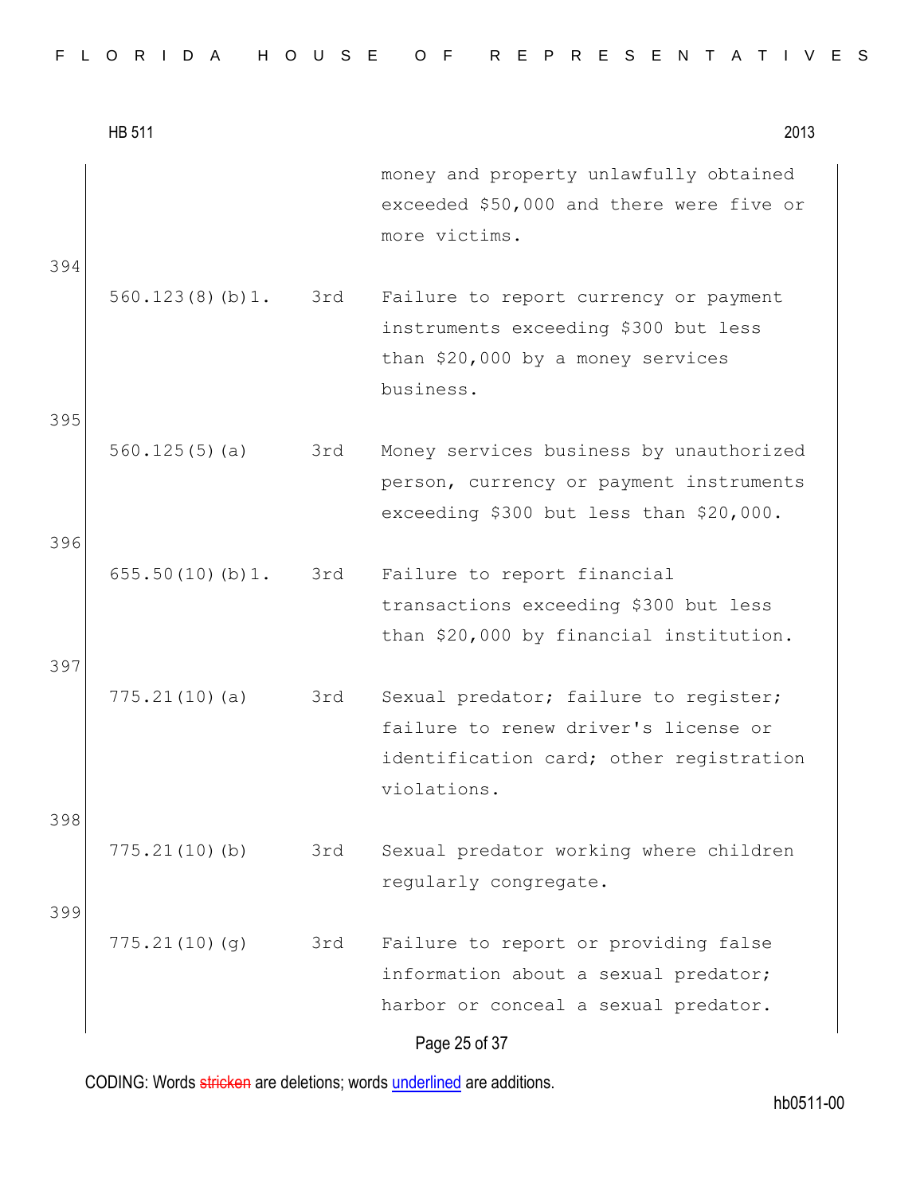| | | money and property unlawfully obtained exceeded $50,000 and there were five or more victims. |
|---|---|---|

394

| | | |
|---|---|---|
| 560.123(8)(b)1. | 3rd | Failure to report currency or payment instruments exceeding $300 but less than $20,000 by a money services business. |

395

| | | |
|---|---|---|
| 560.125(5)(a) | 3rd | Money services business by unauthorized person, currency or payment instruments exceeding $300 but less than $20,000. |

396

| | | |
|---|---|---|
| 655.50(10)(b)1. | 3rd | Failure to report financial transactions exceeding $300 but less than $20,000 by financial institution. |

397

| | | |
|---|---|---|
| 775.21(10)(a) | 3rd | Sexual predator; failure to register; failure to renew driver's license or identification card; other registration violations. |

398

| | | |
|---|---|---|
| 775.21(10)(b) | 3rd | Sexual predator working where children regularly congregate. |

399

| | | |
|---|---|---|
| 775.21(10)(g) | 3rd | Failure to report or providing false information about a sexual predator; harbor or conceal a sexual predator. |

CODING: Words stricken are deletions; words underlined are additions.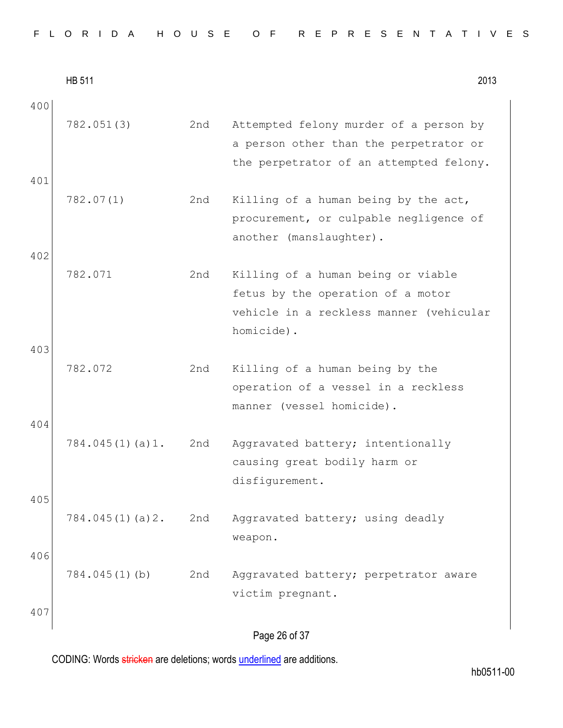400

| | | |
|---|---|---|
| 782.051(3) | 2nd | Attempted felony murder of a person by a person other than the perpetrator or the perpetrator of an attempted felony. |

401

| | | |
|---|---|---|
| 782.07(1) | 2nd | Killing of a human being by the act, procurement, or culpable negligence of another (manslaughter). |

402

| | | |
|---|---|---|
| 782.071 | 2nd | Killing of a human being or viable fetus by the operation of a motor vehicle in a reckless manner (vehicular homicide). |

403

| | | |
|---|---|---|
| 782.072 | 2nd | Killing of a human being by the operation of a vessel in a reckless manner (vessel homicide). |

404

| | | |
|---|---|---|
| 784.045(1)(a)1. | 2nd | Aggravated battery; intentionally causing great bodily harm or disfigurement. |

405

| | | |
|---|---|---|
| 784.045(1)(a)2. | 2nd | Aggravated battery; using deadly weapon. |

406

| | | |
|---|---|---|
| 784.045(1)(b) | 2nd | Aggravated battery; perpetrator aware victim pregnant. |

407

CODING: Words stricken are deletions; words underlined are additions.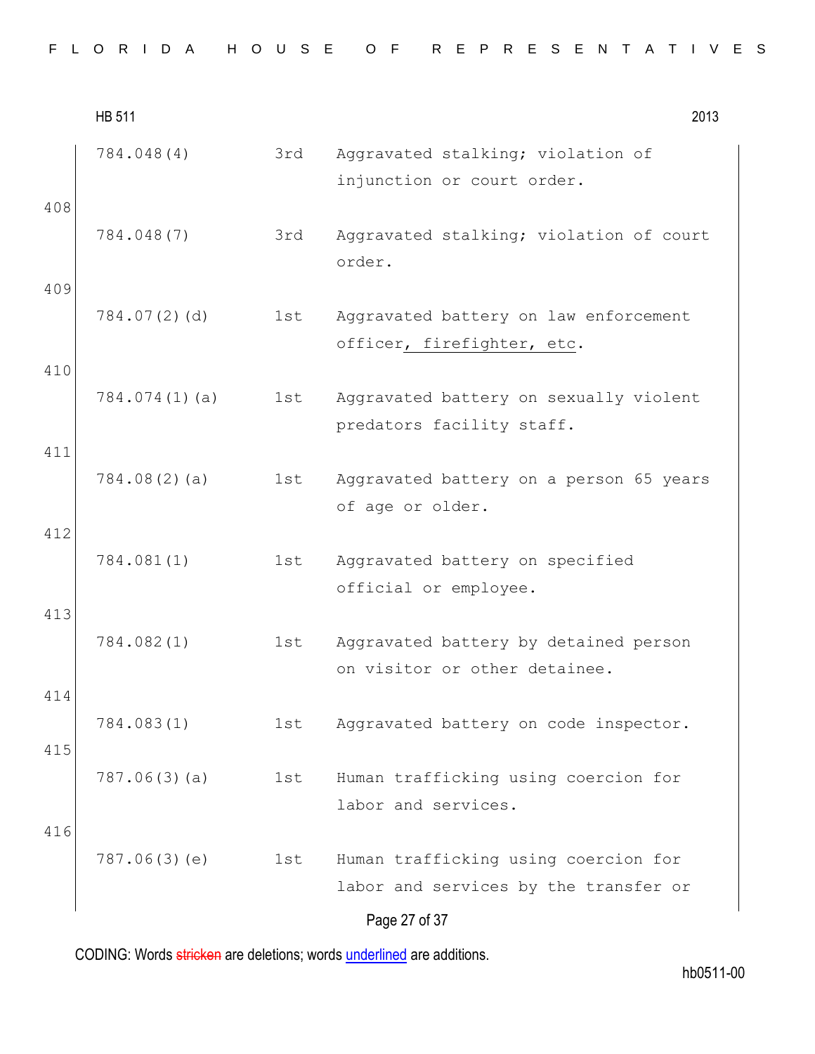| | | | |
|---|---|---|---|
| | 784.048(4) | 3rd | Aggravated stalking; violation of injunction or court order. |
| 408 | 784.048(7) | 3rd | Aggravated stalking; violation of court order. |
| 409 | 784.07(2)(d) | 1st | Aggravated battery on law enforcement officer, firefighter, etc. |
| 410 | 784.074(1)(a) | 1st | Aggravated battery on sexually violent predators facility staff. |
| 411 | 784.08(2)(a) | 1st | Aggravated battery on a person 65 years of age or older. |
| 412 | 784.081(1) | 1st | Aggravated battery on specified official or employee. |
| 413 | 784.082(1) | 1st | Aggravated battery by detained person on visitor or other detainee. |
| 414 | 784.083(1) | 1st | Aggravated battery on code inspector. |
| 415 | 787.06(3)(a) | 1st | Human trafficking using coercion for labor and services. |
| 416 | 787.06(3)(e) | 1st | Human trafficking using coercion for labor and services by the transfer or |

CODING: Words stricken are deletions; words underlined are additions.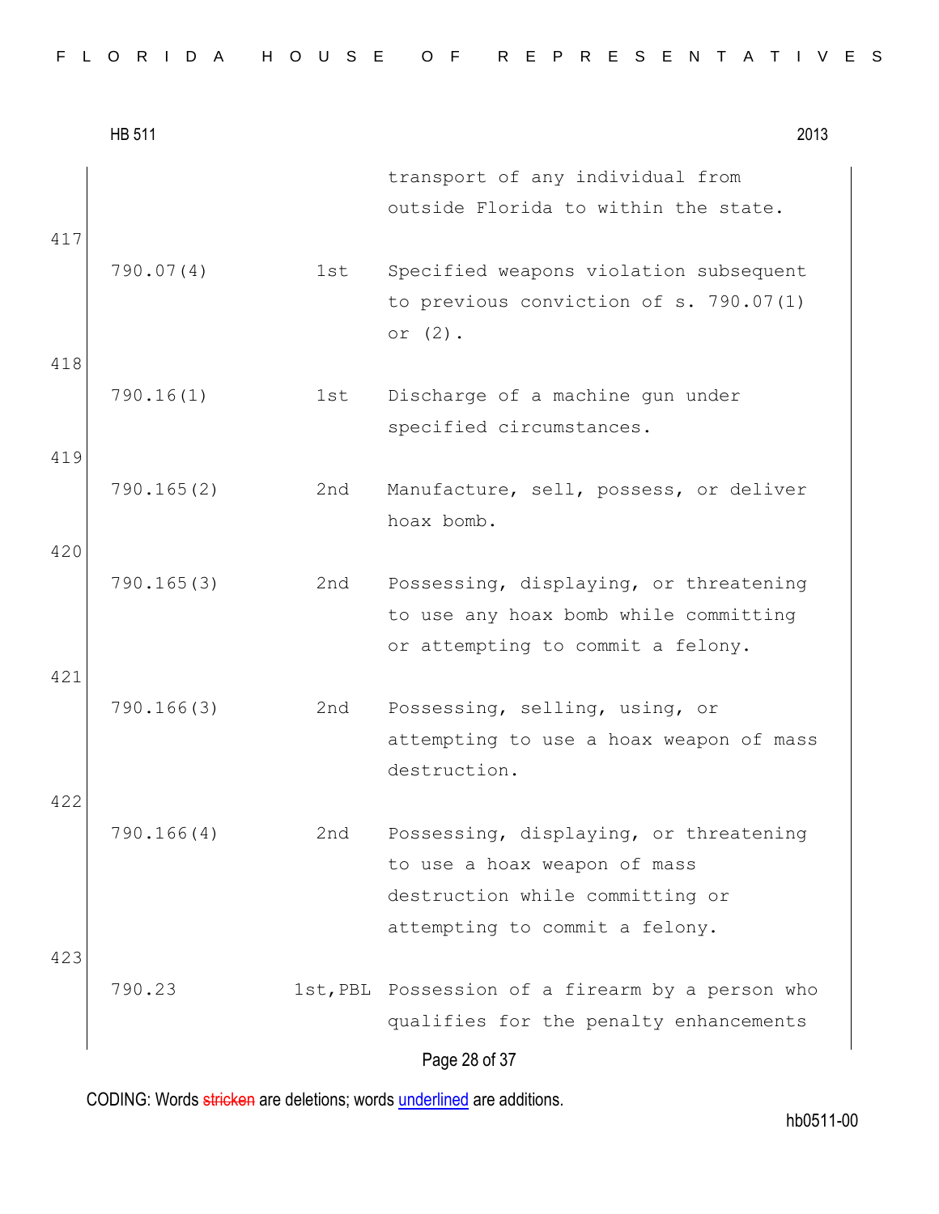transport of any individual from outside Florida to within the state.

417

| | | |
|---|---|---|
| 790.07(4) | 1st | Specified weapons violation subsequent to previous conviction of s. 790.07(1) or (2). |

418

| | | |
|---|---|---|
| 790.16(1) | 1st | Discharge of a machine gun under specified circumstances. |

419

| | | |
|---|---|---|
| 790.165(2) | 2nd | Manufacture, sell, possess, or deliver hoax bomb. |

420

| | | |
|---|---|---|
| 790.165(3) | 2nd | Possessing, displaying, or threatening to use any hoax bomb while committing or attempting to commit a felony. |

421

| | | |
|---|---|---|
| 790.166(3) | 2nd | Possessing, selling, using, or attempting to use a hoax weapon of mass destruction. |

422

| | | |
|---|---|---|
| 790.166(4) | 2nd | Possessing, displaying, or threatening to use a hoax weapon of mass destruction while committing or attempting to commit a felony. |

423

| | | |
|---|---|---|
| 790.23 | 1st,PBL | Possession of a firearm by a person who qualifies for the penalty enhancements |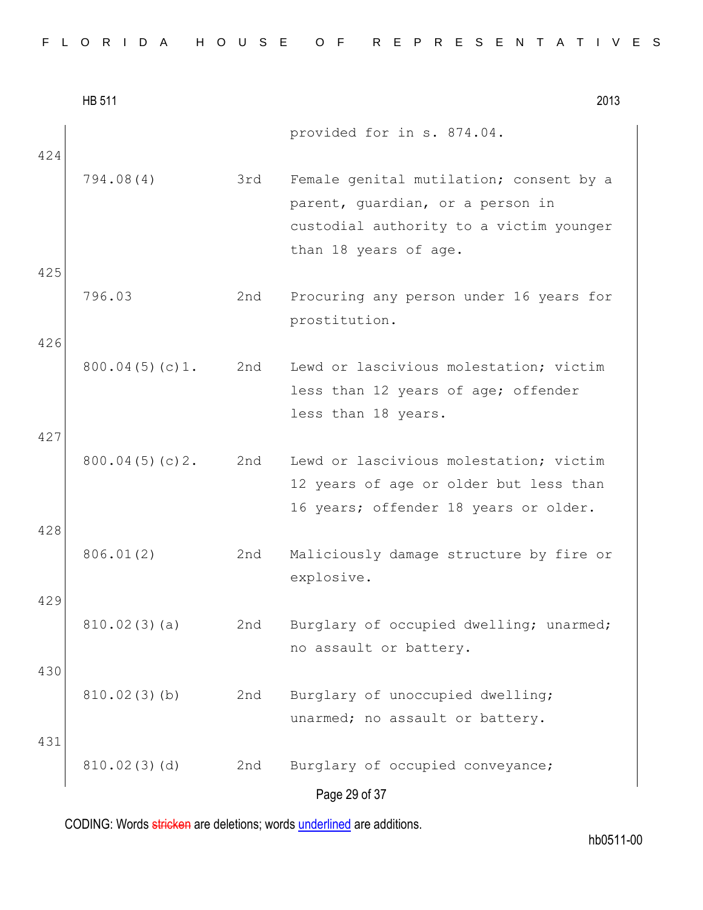provided for in s. 874.04.

424

| | | |
|---|---|---|
| 794.08(4) | 3rd | Female genital mutilation; consent by a parent, guardian, or a person in custodial authority to a victim younger than 18 years of age. |

425

| | | |
|---|---|---|
| 796.03 | 2nd | Procuring any person under 16 years for prostitution. |

426

| | | |
|---|---|---|
| 800.04(5)(c)1. | 2nd | Lewd or lascivious molestation; victim less than 12 years of age; offender less than 18 years. |

427

| | | |
|---|---|---|
| 800.04(5)(c)2. | 2nd | Lewd or lascivious molestation; victim 12 years of age or older but less than 16 years; offender 18 years or older. |

428

| | | |
|---|---|---|
| 806.01(2) | 2nd | Maliciously damage structure by fire or explosive. |

429

| | | |
|---|---|---|
| 810.02(3)(a) | 2nd | Burglary of occupied dwelling; unarmed; no assault or battery. |

430

| | | |
|---|---|---|
| 810.02(3)(b) | 2nd | Burglary of unoccupied dwelling; unarmed; no assault or battery. |

431

| | | |
|---|---|---|
| 810.02(3)(d) | 2nd | Burglary of occupied conveyance; |

CODING: Words stricken are deletions; words underlined are additions.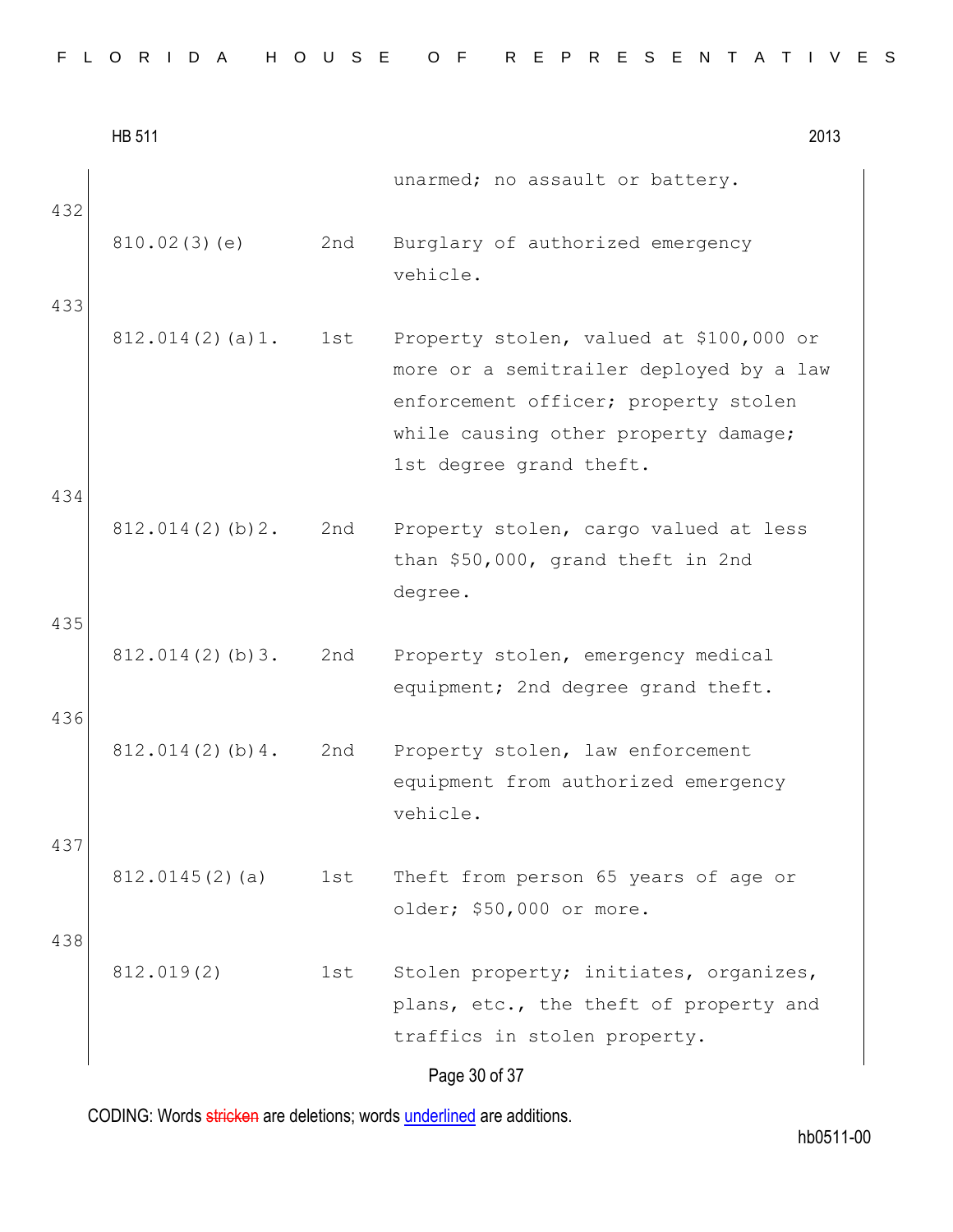unarmed; no assault or battery.

432

| | | |
|---|---|---|
| 810.02(3)(e) | 2nd | Burglary of authorized emergency vehicle. |

433

| | | |
|---|---|---|
| 812.014(2)(a)1. | 1st | Property stolen, valued at $100,000 or more or a semitrailer deployed by a law enforcement officer; property stolen while causing other property damage; 1st degree grand theft. |

434

| | | |
|---|---|---|
| 812.014(2)(b)2. | 2nd | Property stolen, cargo valued at less than $50,000, grand theft in 2nd degree. |

435

| | | |
|---|---|---|
| 812.014(2)(b)3. | 2nd | Property stolen, emergency medical equipment; 2nd degree grand theft. |

436

| | | |
|---|---|---|
| 812.014(2)(b)4. | 2nd | Property stolen, law enforcement equipment from authorized emergency vehicle. |

437

| | | |
|---|---|---|
| 812.0145(2)(a) | 1st | Theft from person 65 years of age or older; $50,000 or more. |

438

| | | |
|---|---|---|
| 812.019(2) | 1st | Stolen property; initiates, organizes, plans, etc., the theft of property and traffics in stolen property. |

CODING: Words stricken are deletions; words underlined are additions.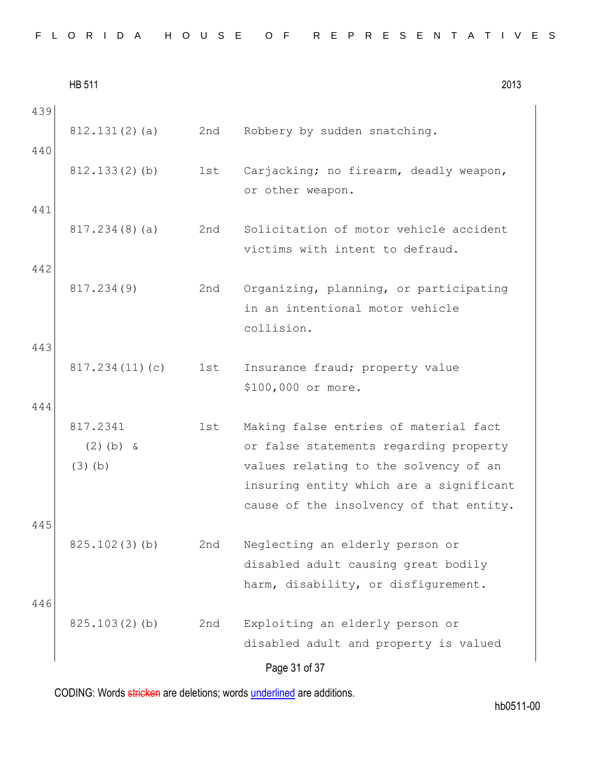| | | | |
|---|---|---|---|
| 439 | 812.131(2)(a) | 2nd | Robbery by sudden snatching. |
| 440 | 812.133(2)(b) | 1st | Carjacking; no firearm, deadly weapon, or other weapon. |
| 441 | 817.234(8)(a) | 2nd | Solicitation of motor vehicle accident victims with intent to defraud. |
| 442 | 817.234(9) | 2nd | Organizing, planning, or participating in an intentional motor vehicle collision. |
| 443 | 817.234(11)(c) | 1st | Insurance fraud; property value $100,000 or more. |
| 444 | 817.2341 (2)(b) & (3)(b) | 1st | Making false entries of material fact or false statements regarding property values relating to the solvency of an insuring entity which are a significant cause of the insolvency of that entity. |
| 445 | 825.102(3)(b) | 2nd | Neglecting an elderly person or disabled adult causing great bodily harm, disability, or disfigurement. |
| 446 | 825.103(2)(b) | 2nd | Exploiting an elderly person or disabled adult and property is valued |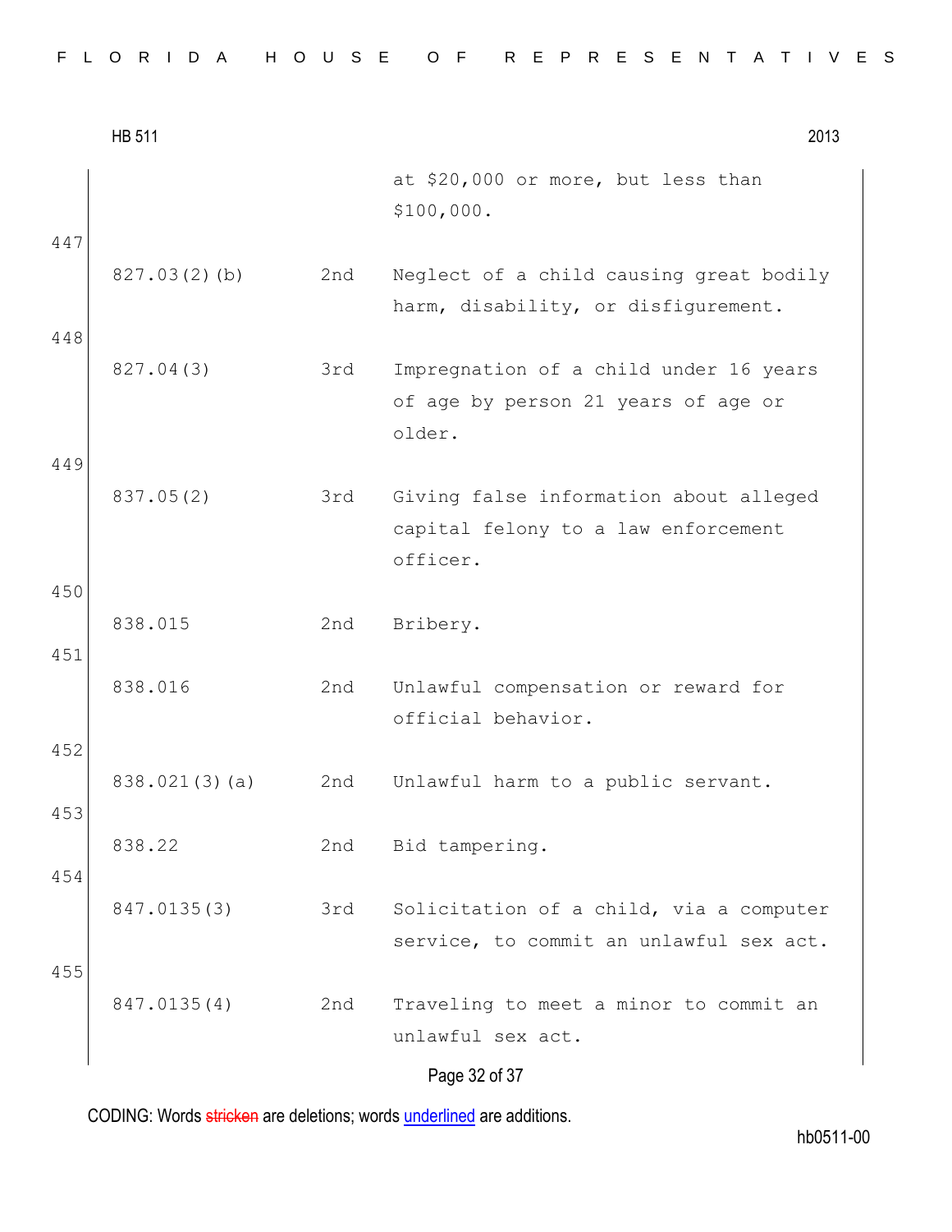| | | |
|---|---|---|
| | | at $20,000 or more, but less than $100,000. |

447

| | | |
|---|---|---|
| 827.03(2)(b) | 2nd | Neglect of a child causing great bodily harm, disability, or disfigurement. |

448

| | | |
|---|---|---|
| 827.04(3) | 3rd | Impregnation of a child under 16 years of age by person 21 years of age or older. |

449

| | | |
|---|---|---|
| 837.05(2) | 3rd | Giving false information about alleged capital felony to a law enforcement officer. |

450

| | | |
|---|---|---|
| 838.015 | 2nd | Bribery. |

451

| | | |
|---|---|---|
| 838.016 | 2nd | Unlawful compensation or reward for official behavior. |

452

| | | |
|---|---|---|
| 838.021(3)(a) | 2nd | Unlawful harm to a public servant. |

453

| | | |
|---|---|---|
| 838.22 | 2nd | Bid tampering. |

454

| | | |
|---|---|---|
| 847.0135(3) | 3rd | Solicitation of a child, via a computer service, to commit an unlawful sex act. |

455

| | | |
|---|---|---|
| 847.0135(4) | 2nd | Traveling to meet a minor to commit an unlawful sex act. |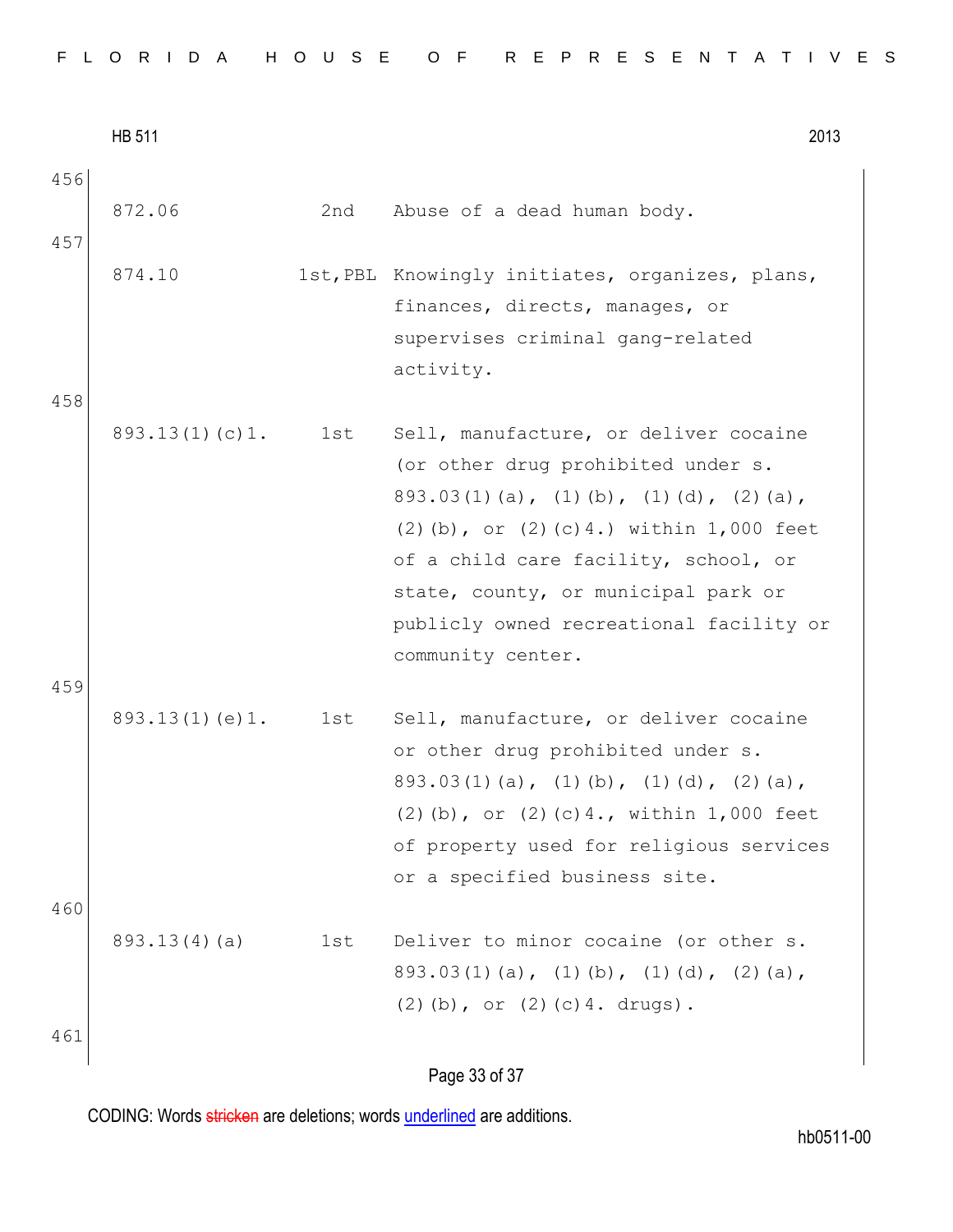456

| | | |
|---|---|---|
| 872.06 | 2nd | Abuse of a dead human body. |

457

| | | |
|---|---|---|
| 874.10 | 1st,PBL | Knowingly initiates, organizes, plans, finances, directs, manages, or supervises criminal gang-related activity. |

458

| | | |
|---|---|---|
| 893.13(1)(c)1. | 1st | Sell, manufacture, or deliver cocaine (or other drug prohibited under s. 893.03(1)(a), (1)(b), (1)(d), (2)(a), (2)(b), or (2)(c)4.) within 1,000 feet of a child care facility, school, or state, county, or municipal park or publicly owned recreational facility or community center. |

459

| | | |
|---|---|---|
| 893.13(1)(e)1. | 1st | Sell, manufacture, or deliver cocaine or other drug prohibited under s. 893.03(1)(a), (1)(b), (1)(d), (2)(a), (2)(b), or (2)(c)4., within 1,000 feet of property used for religious services or a specified business site. |

460

| | | |
|---|---|---|
| 893.13(4)(a) | 1st | Deliver to minor cocaine (or other s. 893.03(1)(a), (1)(b), (1)(d), (2)(a), (2)(b), or (2)(c)4. drugs). |

461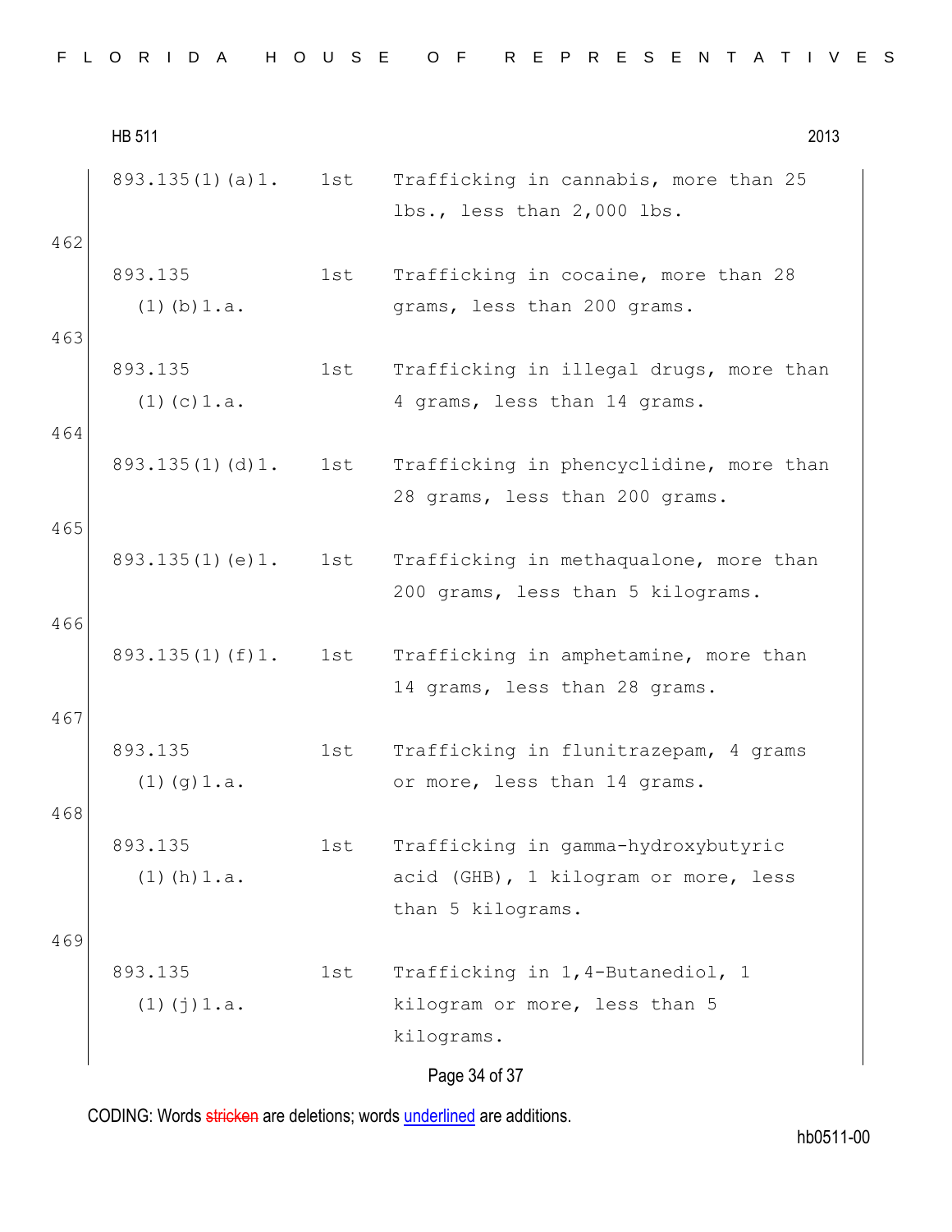| | | |
|---|---|---|
| 893.135(1)(a)1. | 1st | Trafficking in cannabis, more than 25 lbs., less than 2,000 lbs. |
| 893.135 (1)(b)1.a. | 1st | Trafficking in cocaine, more than 28 grams, less than 200 grams. |
| 893.135 (1)(c)1.a. | 1st | Trafficking in illegal drugs, more than 4 grams, less than 14 grams. |
| 893.135(1)(d)1. | 1st | Trafficking in phencyclidine, more than 28 grams, less than 200 grams. |
| 893.135(1)(e)1. | 1st | Trafficking in methaqualone, more than 200 grams, less than 5 kilograms. |
| 893.135(1)(f)1. | 1st | Trafficking in amphetamine, more than 14 grams, less than 28 grams. |
| 893.135 (1)(g)1.a. | 1st | Trafficking in flunitrazepam, 4 grams or more, less than 14 grams. |
| 893.135 (1)(h)1.a. | 1st | Trafficking in gamma-hydroxybutyric acid (GHB), 1 kilogram or more, less than 5 kilograms. |
| 893.135 (1)(j)1.a. | 1st | Trafficking in 1,4-Butanediol, 1 kilogram or more, less than 5 kilograms. |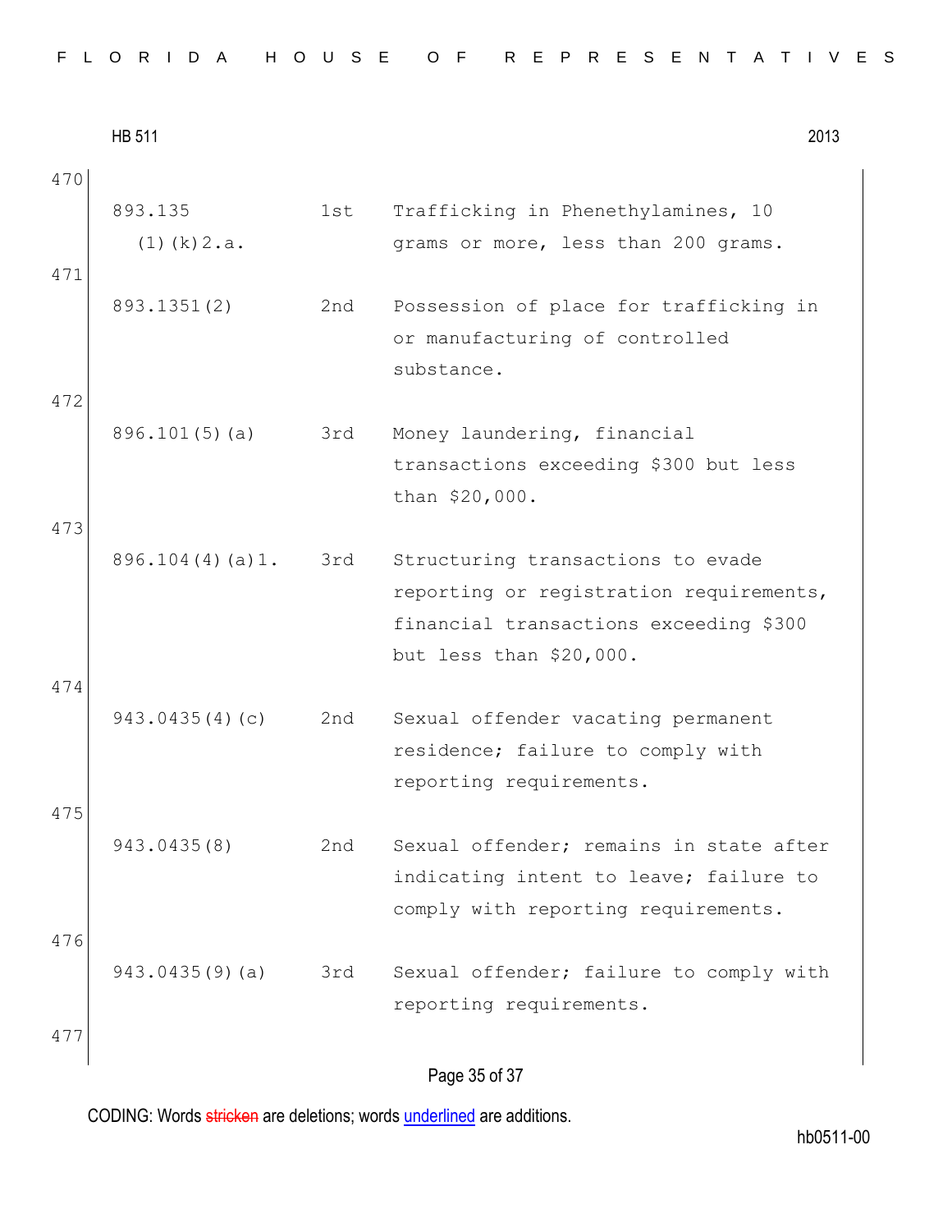470

| | | |
|---|---|---|
| 893.135 (1)(k)2.a. | 1st | Trafficking in Phenethylamines, 10 grams or more, less than 200 grams. |

471

| | | |
|---|---|---|
| 893.1351(2) | 2nd | Possession of place for trafficking in or manufacturing of controlled substance. |

472

| | | |
|---|---|---|
| 896.101(5)(a) | 3rd | Money laundering, financial transactions exceeding $300 but less than $20,000. |

473

| | | |
|---|---|---|
| 896.104(4)(a)1. | 3rd | Structuring transactions to evade reporting or registration requirements, financial transactions exceeding $300 but less than $20,000. |

474

| | | |
|---|---|---|
| 943.0435(4)(c) | 2nd | Sexual offender vacating permanent residence; failure to comply with reporting requirements. |

475

| | | |
|---|---|---|
| 943.0435(8) | 2nd | Sexual offender; remains in state after indicating intent to leave; failure to comply with reporting requirements. |

476

| | | |
|---|---|---|
| 943.0435(9)(a) | 3rd | Sexual offender; failure to comply with reporting requirements. |

477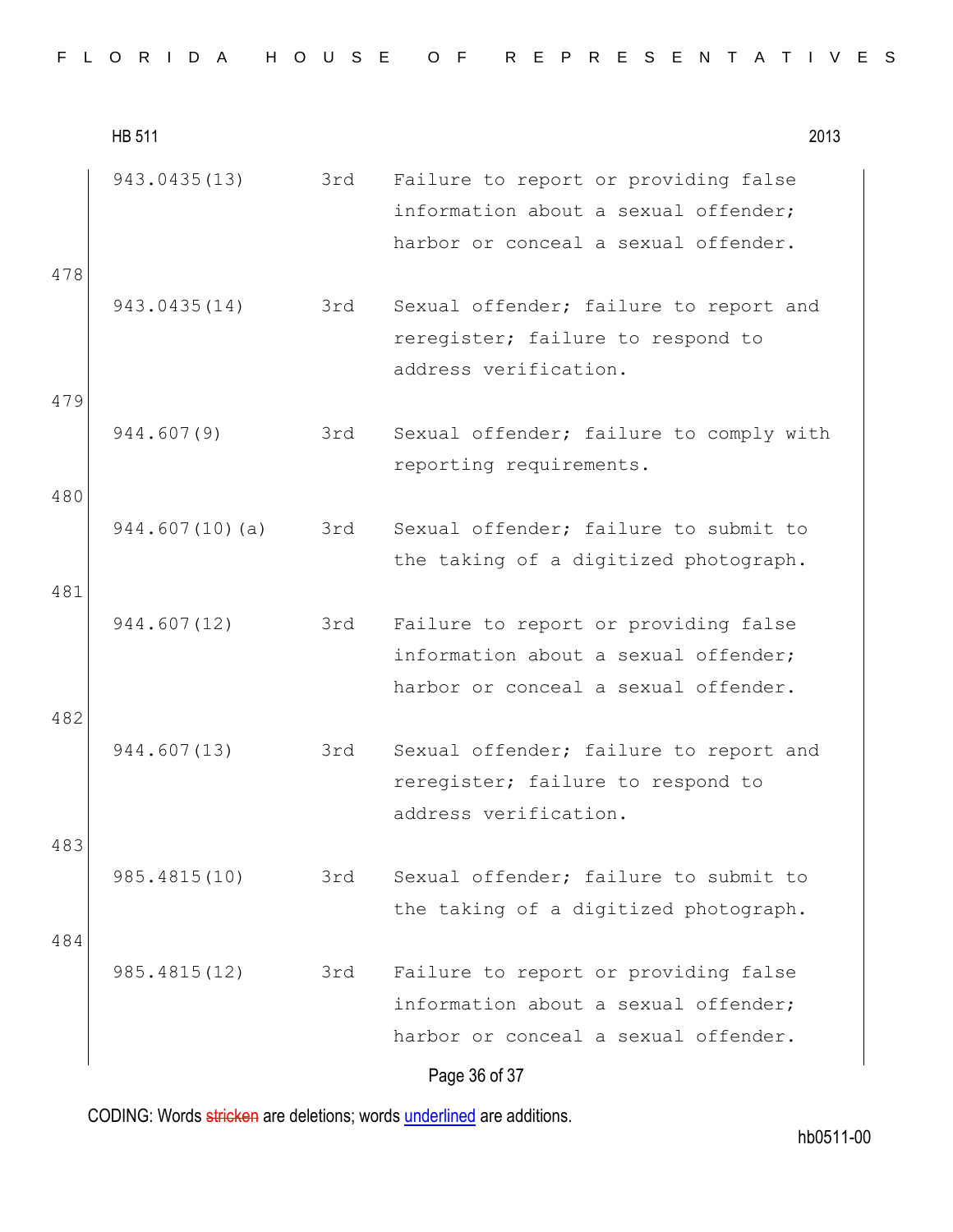| | | | |
|---|---|---|---|
| | 943.0435(13) | 3rd | Failure to report or providing false information about a sexual offender; harbor or conceal a sexual offender. |
| 478 | 943.0435(14) | 3rd | Sexual offender; failure to report and reregister; failure to respond to address verification. |
| 479 | 944.607(9) | 3rd | Sexual offender; failure to comply with reporting requirements. |
| 480 | 944.607(10)(a) | 3rd | Sexual offender; failure to submit to the taking of a digitized photograph. |
| 481 | 944.607(12) | 3rd | Failure to report or providing false information about a sexual offender; harbor or conceal a sexual offender. |
| 482 | 944.607(13) | 3rd | Sexual offender; failure to report and reregister; failure to respond to address verification. |
| 483 | 985.4815(10) | 3rd | Sexual offender; failure to submit to the taking of a digitized photograph. |
| 484 | 985.4815(12) | 3rd | Failure to report or providing false information about a sexual offender; harbor or conceal a sexual offender. |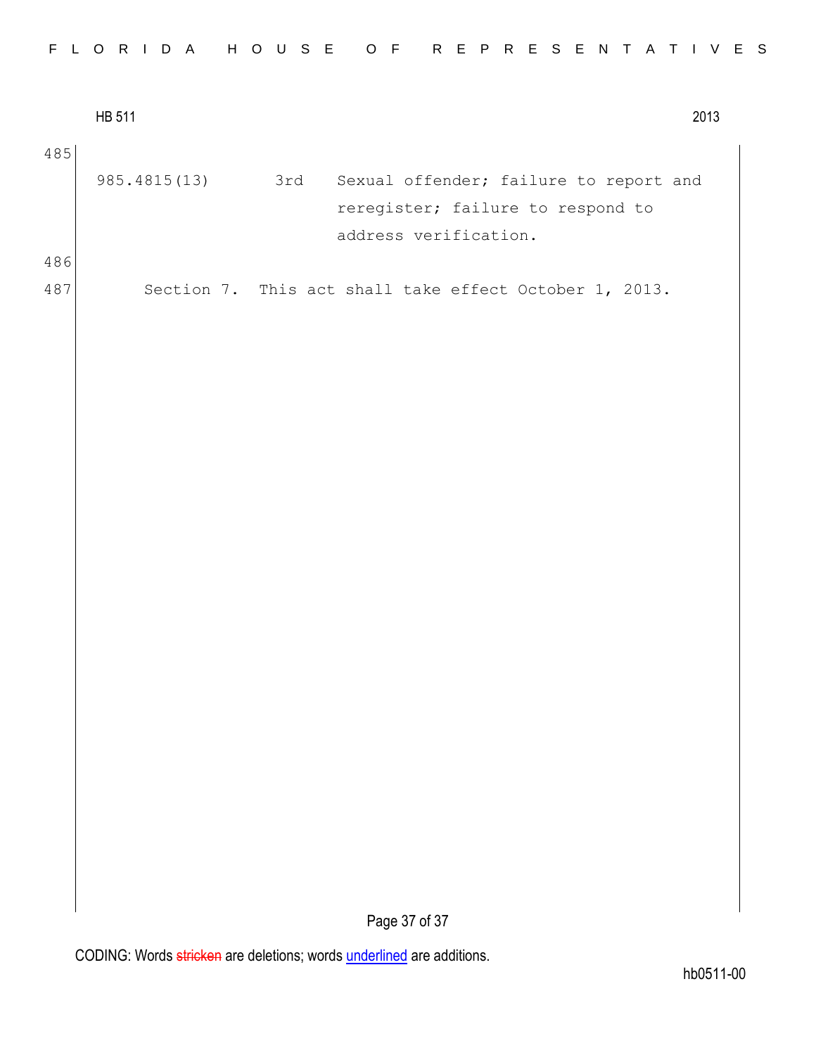| | | |
|---|---|---|
| 985.4815(13) | 3rd | Sexual offender; failure to report and reregister; failure to respond to address verification. |

Section 7. This act shall take effect October 1, 2013.